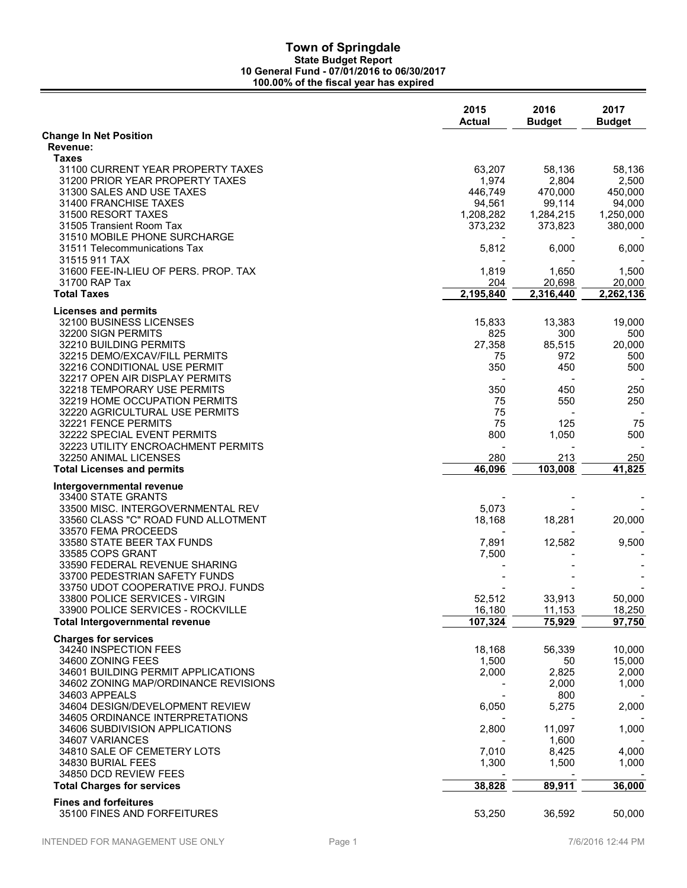# Town of Springdale

**State Budget Report**

**10 General Fund - 07/01/2016 to 06/30/2017**

**100.00% of the fiscal year has expired**

| | 2015 Actual | 2016 Budget | 2017 Budget |
|---|---|---|---|
| **Change In Net Position** | | | |
| **Revenue:** | | | |
| **Taxes** | | | |
| 31100 CURRENT YEAR PROPERTY TAXES | 63,207 | 58,136 | 58,136 |
| 31200 PRIOR YEAR PROPERTY TAXES | 1,974 | 2,804 | 2,500 |
| 31300 SALES AND USE TAXES | 446,749 | 470,000 | 450,000 |
| 31400 FRANCHISE TAXES | 94,561 | 99,114 | 94,000 |
| 31500 RESORT TAXES | 1,208,282 | 1,284,215 | 1,250,000 |
| 31505 Transient Room Tax | 373,232 | 373,823 | 380,000 |
| 31510 MOBILE PHONE SURCHARGE | - | - | - |
| 31511 Telecommunications Tax | 5,812 | 6,000 | 6,000 |
| 31515 911 TAX | - | - | - |
| 31600 FEE-IN-LIEU OF PERS. PROP. TAX | 1,819 | 1,650 | 1,500 |
| 31700 RAP Tax | 204 | 20,698 | 20,000 |
| **Total Taxes** | **2,195,840** | **2,316,440** | **2,262,136** |
| **Licenses and permits** | | | |
| 32100 BUSINESS LICENSES | 15,833 | 13,383 | 19,000 |
| 32200 SIGN PERMITS | 825 | 300 | 500 |
| 32210 BUILDING PERMITS | 27,358 | 85,515 | 20,000 |
| 32215 DEMO/EXCAV/FILL PERMITS | 75 | 972 | 500 |
| 32216 CONDITIONAL USE PERMIT | 350 | 450 | 500 |
| 32217 OPEN AIR DISPLAY PERMITS | - | - | - |
| 32218 TEMPORARY USE PERMITS | 350 | 450 | 250 |
| 32219 HOME OCCUPATION PERMITS | 75 | 550 | 250 |
| 32220 AGRICULTURAL USE PERMITS | 75 | - | - |
| 32221 FENCE PERMITS | 75 | 125 | 75 |
| 32222 SPECIAL EVENT PERMITS | 800 | 1,050 | 500 |
| 32223 UTILITY ENCROACHMENT PERMITS | - | - | - |
| 32250 ANIMAL LICENSES | 280 | 213 | 250 |
| **Total Licenses and permits** | **46,096** | **103,008** | **41,825** |
| **Intergovernmental revenue** | | | |
| 33400 STATE GRANTS | - | - | - |
| 33500 MISC. INTERGOVERNMENTAL REV | 5,073 | - | - |
| 33560 CLASS "C" ROAD FUND ALLOTMENT | 18,168 | 18,281 | 20,000 |
| 33570 FEMA PROCEEDS | - | - | - |
| 33580 STATE BEER TAX FUNDS | 7,891 | 12,582 | 9,500 |
| 33585 COPS GRANT | 7,500 | - | - |
| 33590 FEDERAL REVENUE SHARING | - | - | - |
| 33700 PEDESTRIAN SAFETY FUNDS | - | - | - |
| 33750 UDOT COOPERATIVE PROJ. FUNDS | - | - | - |
| 33800 POLICE SERVICES - VIRGIN | 52,512 | 33,913 | 50,000 |
| 33900 POLICE SERVICES - ROCKVILLE | 16,180 | 11,153 | 18,250 |
| **Total Intergovernmental revenue** | **107,324** | **75,929** | **97,750** |
| **Charges for services** | | | |
| 34240 INSPECTION FEES | 18,168 | 56,339 | 10,000 |
| 34600 ZONING FEES | 1,500 | 50 | 15,000 |
| 34601 BUILDING PERMIT APPLICATIONS | 2,000 | 2,825 | 2,000 |
| 34602 ZONING MAP/ORDINANCE REVISIONS | - | 2,000 | 1,000 |
| 34603 APPEALS | - | 800 | - |
| 34604 DESIGN/DEVELOPMENT REVIEW | 6,050 | 5,275 | 2,000 |
| 34605 ORDINANCE INTERPRETATIONS | - | - | - |
| 34606 SUBDIVISION APPLICATIONS | 2,800 | 11,097 | 1,000 |
| 34607 VARIANCES | - | 1,600 | - |
| 34810 SALE OF CEMETERY LOTS | 7,010 | 8,425 | 4,000 |
| 34830 BURIAL FEES | 1,300 | 1,500 | 1,000 |
| 34850 DCD REVIEW FEES | - | - | - |
| **Total Charges for services** | **38,828** | **89,911** | **36,000** |
| **Fines and forfeitures** | | | |
| 35100 FINES AND FORFEITURES | 53,250 | 36,592 | 50,000 |

INTENDED FOR MANAGEMENT USE ONLY

7/6/2016 12:44 PM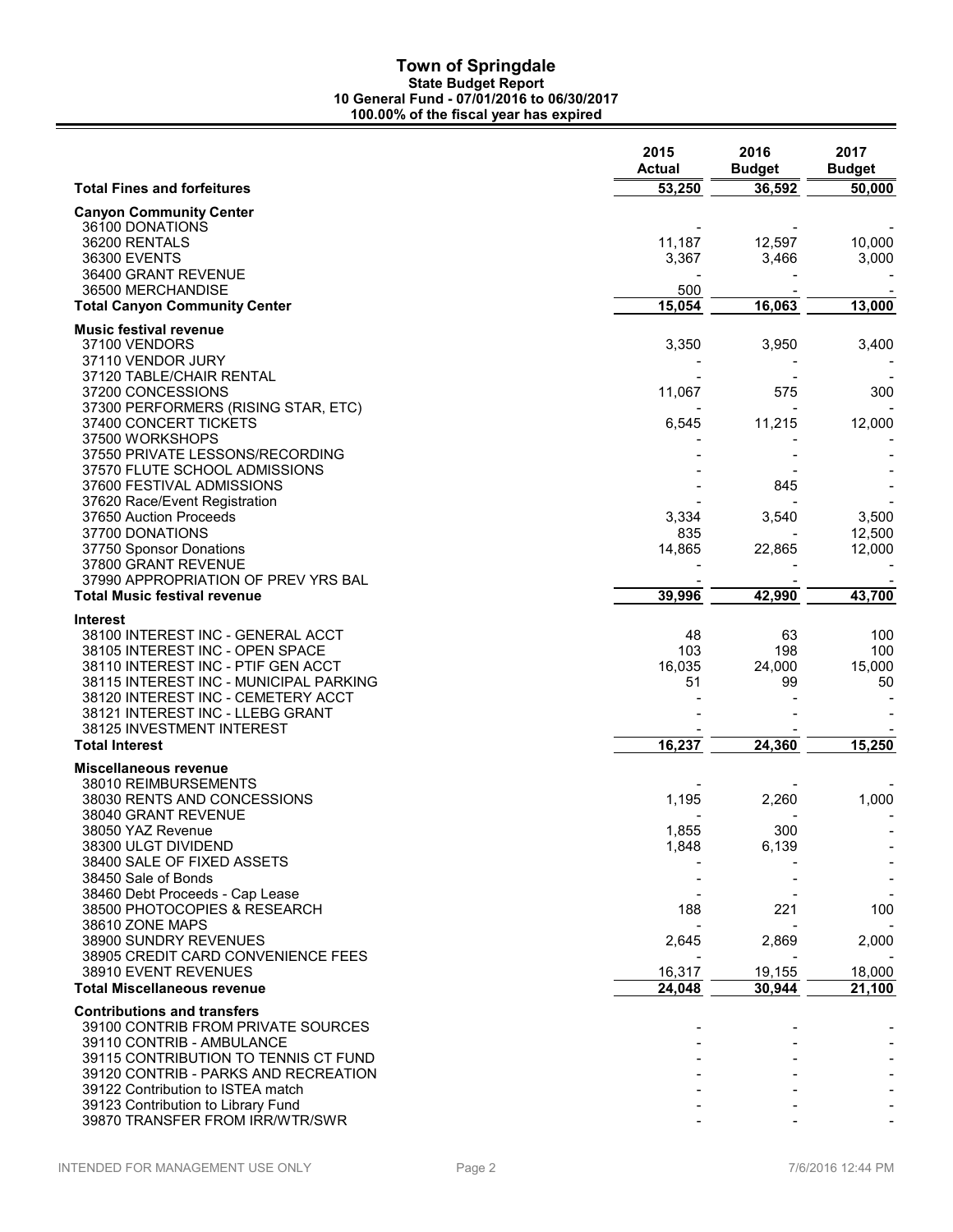# Town of Springdale

## State Budget Report

### 10 General Fund - 07/01/2016 to 06/30/2017

### 100.00% of the fiscal year has expired

| | 2015 Actual | 2016 Budget | 2017 Budget |
|---|---|---|---|
| **Total Fines and forfeitures** | 53,250 | 36,592 | 50,000 |
| **Canyon Community Center** | | | |
| 36100 DONATIONS | - | - | - |
| 36200 RENTALS | 11,187 | 12,597 | 10,000 |
| 36300 EVENTS | 3,367 | 3,466 | 3,000 |
| 36400 GRANT REVENUE | - | - | - |
| 36500 MERCHANDISE | 500 | - | - |
| **Total Canyon Community Center** | 15,054 | 16,063 | 13,000 |
| **Music festival revenue** | | | |
| 37100 VENDORS | 3,350 | 3,950 | 3,400 |
| 37110 VENDOR JURY | - | - | - |
| 37120 TABLE/CHAIR RENTAL | - | - | - |
| 37200 CONCESSIONS | 11,067 | 575 | 300 |
| 37300 PERFORMERS (RISING STAR, ETC) | - | - | - |
| 37400 CONCERT TICKETS | 6,545 | 11,215 | 12,000 |
| 37500 WORKSHOPS | - | - | - |
| 37550 PRIVATE LESSONS/RECORDING | - | - | - |
| 37570 FLUTE SCHOOL ADMISSIONS | - | - | - |
| 37600 FESTIVAL ADMISSIONS | - | 845 | - |
| 37620 Race/Event Registration | - | - | - |
| 37650 Auction Proceeds | 3,334 | 3,540 | 3,500 |
| 37700 DONATIONS | 835 | - | 12,500 |
| 37750 Sponsor Donations | 14,865 | 22,865 | 12,000 |
| 37800 GRANT REVENUE | - | - | - |
| 37990 APPROPRIATION OF PREV YRS BAL | - | - | - |
| **Total Music festival revenue** | 39,996 | 42,990 | 43,700 |
| **Interest** | | | |
| 38100 INTEREST INC - GENERAL ACCT | 48 | 63 | 100 |
| 38105 INTEREST INC - OPEN SPACE | 103 | 198 | 100 |
| 38110 INTEREST INC - PTIF GEN ACCT | 16,035 | 24,000 | 15,000 |
| 38115 INTEREST INC - MUNICIPAL PARKING | 51 | 99 | 50 |
| 38120 INTEREST INC - CEMETERY ACCT | - | - | - |
| 38121 INTEREST INC - LLEBG GRANT | - | - | - |
| 38125 INVESTMENT INTEREST | - | - | - |
| **Total Interest** | 16,237 | 24,360 | 15,250 |
| **Miscellaneous revenue** | | | |
| 38010 REIMBURSEMENTS | - | - | - |
| 38030 RENTS AND CONCESSIONS | 1,195 | 2,260 | 1,000 |
| 38040 GRANT REVENUE | - | - | - |
| 38050 YAZ Revenue | 1,855 | 300 | - |
| 38300 ULGT DIVIDEND | 1,848 | 6,139 | - |
| 38400 SALE OF FIXED ASSETS | - | - | - |
| 38450 Sale of Bonds | - | - | - |
| 38460 Debt Proceeds - Cap Lease | - | - | - |
| 38500 PHOTOCOPIES & RESEARCH | 188 | 221 | 100 |
| 38610 ZONE MAPS | - | - | - |
| 38900 SUNDRY REVENUES | 2,645 | 2,869 | 2,000 |
| 38905 CREDIT CARD CONVENIENCE FEES | - | - | - |
| 38910 EVENT REVENUES | 16,317 | 19,155 | 18,000 |
| **Total Miscellaneous revenue** | 24,048 | 30,944 | 21,100 |
| **Contributions and transfers** | | | |
| 39100 CONTRIB FROM PRIVATE SOURCES | - | - | - |
| 39110 CONTRIB - AMBULANCE | - | - | - |
| 39115 CONTRIBUTION TO TENNIS CT FUND | - | - | - |
| 39120 CONTRIB - PARKS AND RECREATION | - | - | - |
| 39122 Contribution to ISTEA match | - | - | - |
| 39123 Contribution to Library Fund | - | - | - |
| 39870 TRANSFER FROM IRR/WTR/SWR | - | - | - |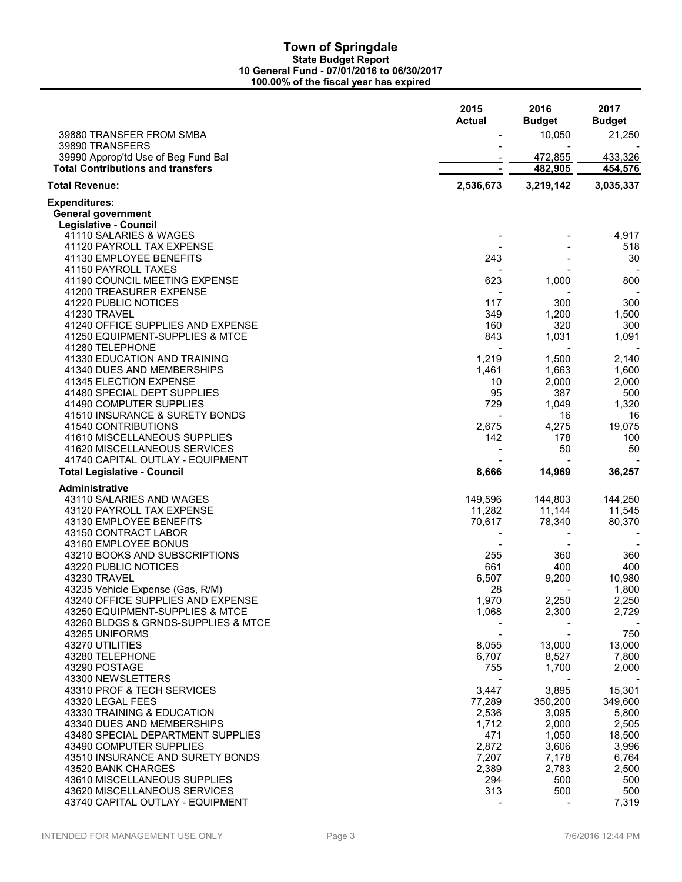# Town of Springdale

**State Budget Report**
**10 General Fund - 07/01/2016 to 06/30/2017**
**100.00% of the fiscal year has expired**

| | 2015 Actual | 2016 Budget | 2017 Budget |
|---|---|---|---|
| 39880 TRANSFER FROM SMBA | - | 10,050 | 21,250 |
| 39890 TRANSFERS | - | - | - |
| 39990 Approp'td Use of Beg Fund Bal | - | 472,855 | 433,326 |
| **Total Contributions and transfers** | **-** | **482,905** | **454,576** |
| **Total Revenue:** | **2,536,673** | **3,219,142** | **3,035,337** |
| **Expenditures:** | | | |
| **General government** | | | |
| **Legislative - Council** | | | |
| 41110 SALARIES & WAGES | - | - | 4,917 |
| 41120 PAYROLL TAX EXPENSE | - | - | 518 |
| 41130 EMPLOYEE BENEFITS | 243 | - | 30 |
| 41150 PAYROLL TAXES | - | - | - |
| 41190 COUNCIL MEETING EXPENSE | 623 | 1,000 | 800 |
| 41200 TREASURER EXPENSE | - | - | - |
| 41220 PUBLIC NOTICES | 117 | 300 | 300 |
| 41230 TRAVEL | 349 | 1,200 | 1,500 |
| 41240 OFFICE SUPPLIES AND EXPENSE | 160 | 320 | 300 |
| 41250 EQUIPMENT-SUPPLIES & MTCE | 843 | 1,031 | 1,091 |
| 41280 TELEPHONE | - | - | - |
| 41330 EDUCATION AND TRAINING | 1,219 | 1,500 | 2,140 |
| 41340 DUES AND MEMBERSHIPS | 1,461 | 1,663 | 1,600 |
| 41345 ELECTION EXPENSE | 10 | 2,000 | 2,000 |
| 41480 SPECIAL DEPT SUPPLIES | 95 | 387 | 500 |
| 41490 COMPUTER SUPPLIES | 729 | 1,049 | 1,320 |
| 41510 INSURANCE & SURETY BONDS | - | 16 | 16 |
| 41540 CONTRIBUTIONS | 2,675 | 4,275 | 19,075 |
| 41610 MISCELLANEOUS SUPPLIES | 142 | 178 | 100 |
| 41620 MISCELLANEOUS SERVICES | - | 50 | 50 |
| 41740 CAPITAL OUTLAY - EQUIPMENT | - | - | - |
| **Total Legislative - Council** | **8,666** | **14,969** | **36,257** |
| **Administrative** | | | |
| 43110 SALARIES AND WAGES | 149,596 | 144,803 | 144,250 |
| 43120 PAYROLL TAX EXPENSE | 11,282 | 11,144 | 11,545 |
| 43130 EMPLOYEE BENEFITS | 70,617 | 78,340 | 80,370 |
| 43150 CONTRACT LABOR | - | - | - |
| 43160 EMPLOYEE BONUS | - | - | - |
| 43210 BOOKS AND SUBSCRIPTIONS | 255 | 360 | 360 |
| 43220 PUBLIC NOTICES | 661 | 400 | 400 |
| 43230 TRAVEL | 6,507 | 9,200 | 10,980 |
| 43235 Vehicle Expense (Gas, R/M) | 28 | - | 1,800 |
| 43240 OFFICE SUPPLIES AND EXPENSE | 1,970 | 2,250 | 2,250 |
| 43250 EQUIPMENT-SUPPLIES & MTCE | 1,068 | 2,300 | 2,729 |
| 43260 BLDGS & GRNDS-SUPPLIES & MTCE | - | - | - |
| 43265 UNIFORMS | - | - | 750 |
| 43270 UTILITIES | 8,055 | 13,000 | 13,000 |
| 43280 TELEPHONE | 6,707 | 8,527 | 7,800 |
| 43290 POSTAGE | 755 | 1,700 | 2,000 |
| 43300 NEWSLETTERS | - | - | - |
| 43310 PROF & TECH SERVICES | 3,447 | 3,895 | 15,301 |
| 43320 LEGAL FEES | 77,289 | 350,200 | 349,600 |
| 43330 TRAINING & EDUCATION | 2,536 | 3,095 | 5,800 |
| 43340 DUES AND MEMBERSHIPS | 1,712 | 2,000 | 2,505 |
| 43480 SPECIAL DEPARTMENT SUPPLIES | 471 | 1,050 | 18,500 |
| 43490 COMPUTER SUPPLIES | 2,872 | 3,606 | 3,996 |
| 43510 INSURANCE AND SURETY BONDS | 7,207 | 7,178 | 6,764 |
| 43520 BANK CHARGES | 2,389 | 2,783 | 2,500 |
| 43610 MISCELLANEOUS SUPPLIES | 294 | 500 | 500 |
| 43620 MISCELLANEOUS SERVICES | 313 | 500 | 500 |
| 43740 CAPITAL OUTLAY - EQUIPMENT | - | - | 7,319 |

INTENDED FOR MANAGEMENT USE ONLY — 7/6/2016 12:44 PM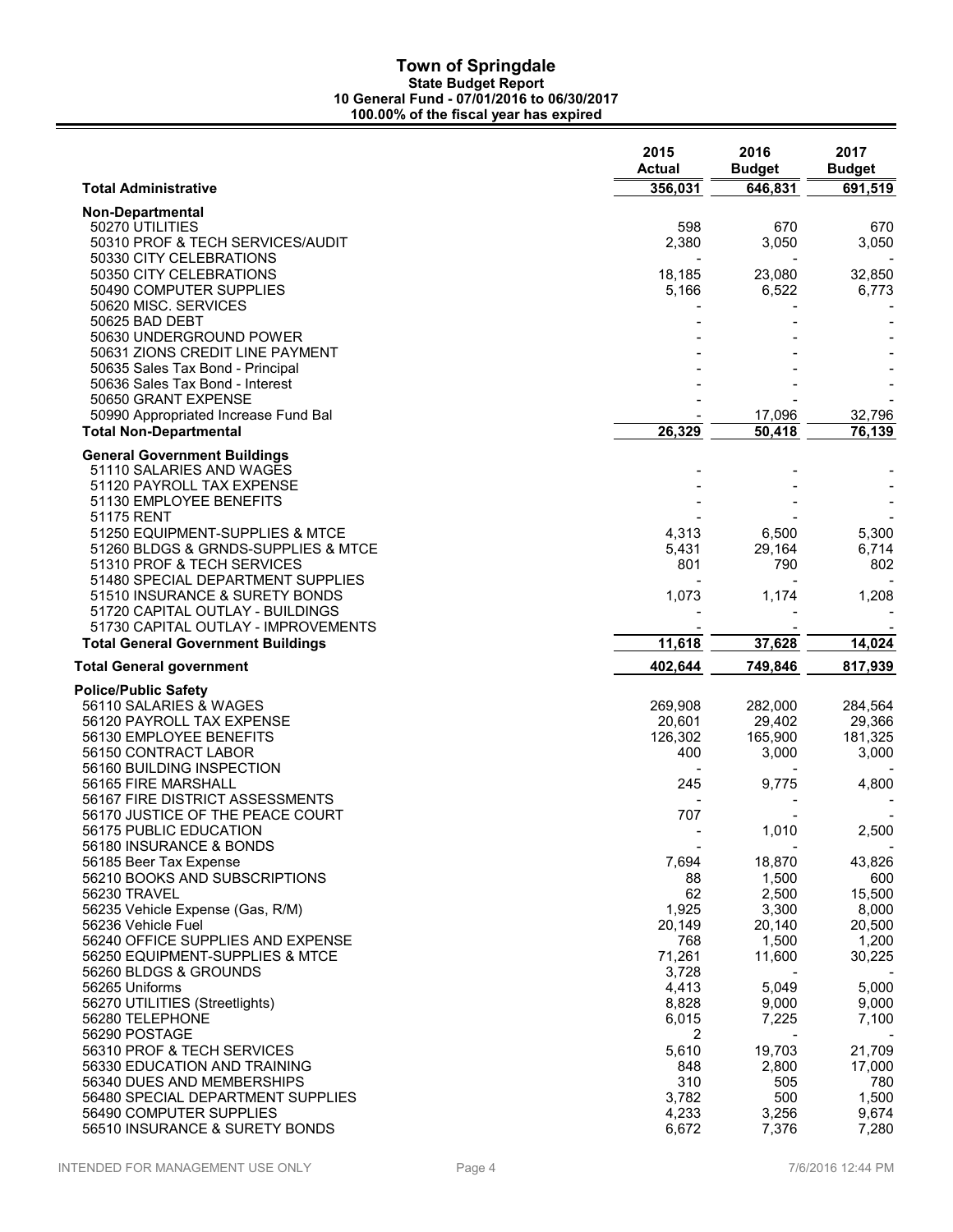# Town of Springdale

**State Budget Report**
**10 General Fund - 07/01/2016 to 06/30/2017**
**100.00% of the fiscal year has expired**

| | 2015 Actual | 2016 Budget | 2017 Budget |
|---|---|---|---|
| **Total Administrative** | 356,031 | 646,831 | 691,519 |
| **Non-Departmental** | | | |
| 50270 UTILITIES | 598 | 670 | 670 |
| 50310 PROF & TECH SERVICES/AUDIT | 2,380 | 3,050 | 3,050 |
| 50330 CITY CELEBRATIONS | - | - | - |
| 50350 CITY CELEBRATIONS | 18,185 | 23,080 | 32,850 |
| 50490 COMPUTER SUPPLIES | 5,166 | 6,522 | 6,773 |
| 50620 MISC. SERVICES | - | - | - |
| 50625 BAD DEBT | - | - | - |
| 50630 UNDERGROUND POWER | - | - | - |
| 50631 ZIONS CREDIT LINE PAYMENT | - | - | - |
| 50635 Sales Tax Bond - Principal | - | - | - |
| 50636 Sales Tax Bond - Interest | - | - | - |
| 50650 GRANT EXPENSE | - | - | - |
| 50990 Appropriated Increase Fund Bal | - | 17,096 | 32,796 |
| **Total Non-Departmental** | 26,329 | 50,418 | 76,139 |
| **General Government Buildings** | | | |
| 51110 SALARIES AND WAGES | - | - | - |
| 51120 PAYROLL TAX EXPENSE | - | - | - |
| 51130 EMPLOYEE BENEFITS | - | - | - |
| 51175 RENT | - | - | - |
| 51250 EQUIPMENT-SUPPLIES & MTCE | 4,313 | 6,500 | 5,300 |
| 51260 BLDGS & GRNDS-SUPPLIES & MTCE | 5,431 | 29,164 | 6,714 |
| 51310 PROF & TECH SERVICES | 801 | 790 | 802 |
| 51480 SPECIAL DEPARTMENT SUPPLIES | - | - | - |
| 51510 INSURANCE & SURETY BONDS | 1,073 | 1,174 | 1,208 |
| 51720 CAPITAL OUTLAY - BUILDINGS | - | - | - |
| 51730 CAPITAL OUTLAY - IMPROVEMENTS | - | - | - |
| **Total General Government Buildings** | 11,618 | 37,628 | 14,024 |
| **Total General government** | 402,644 | 749,846 | 817,939 |
| **Police/Public Safety** | | | |
| 56110 SALARIES & WAGES | 269,908 | 282,000 | 284,564 |
| 56120 PAYROLL TAX EXPENSE | 20,601 | 29,402 | 29,366 |
| 56130 EMPLOYEE BENEFITS | 126,302 | 165,900 | 181,325 |
| 56150 CONTRACT LABOR | 400 | 3,000 | 3,000 |
| 56160 BUILDING INSPECTION | - | - | - |
| 56165 FIRE MARSHALL | 245 | 9,775 | 4,800 |
| 56167 FIRE DISTRICT ASSESSMENTS | - | - | - |
| 56170 JUSTICE OF THE PEACE COURT | 707 | - | - |
| 56175 PUBLIC EDUCATION | - | 1,010 | 2,500 |
| 56180 INSURANCE & BONDS | - | - | - |
| 56185 Beer Tax Expense | 7,694 | 18,870 | 43,826 |
| 56210 BOOKS AND SUBSCRIPTIONS | 88 | 1,500 | 600 |
| 56230 TRAVEL | 62 | 2,500 | 15,500 |
| 56235 Vehicle Expense (Gas, R/M) | 1,925 | 3,300 | 8,000 |
| 56236 Vehicle Fuel | 20,149 | 20,140 | 20,500 |
| 56240 OFFICE SUPPLIES AND EXPENSE | 768 | 1,500 | 1,200 |
| 56250 EQUIPMENT-SUPPLIES & MTCE | 71,261 | 11,600 | 30,225 |
| 56260 BLDGS & GROUNDS | 3,728 | - | - |
| 56265 Uniforms | 4,413 | 5,049 | 5,000 |
| 56270 UTILITIES (Streetlights) | 8,828 | 9,000 | 9,000 |
| 56280 TELEPHONE | 6,015 | 7,225 | 7,100 |
| 56290 POSTAGE | 2 | - | - |
| 56310 PROF & TECH SERVICES | 5,610 | 19,703 | 21,709 |
| 56330 EDUCATION AND TRAINING | 848 | 2,800 | 17,000 |
| 56340 DUES AND MEMBERSHIPS | 310 | 505 | 780 |
| 56480 SPECIAL DEPARTMENT SUPPLIES | 3,782 | 500 | 1,500 |
| 56490 COMPUTER SUPPLIES | 4,233 | 3,256 | 9,674 |
| 56510 INSURANCE & SURETY BONDS | 6,672 | 7,376 | 7,280 |

INTENDED FOR MANAGEMENT USE ONLY — 7/6/2016 12:44 PM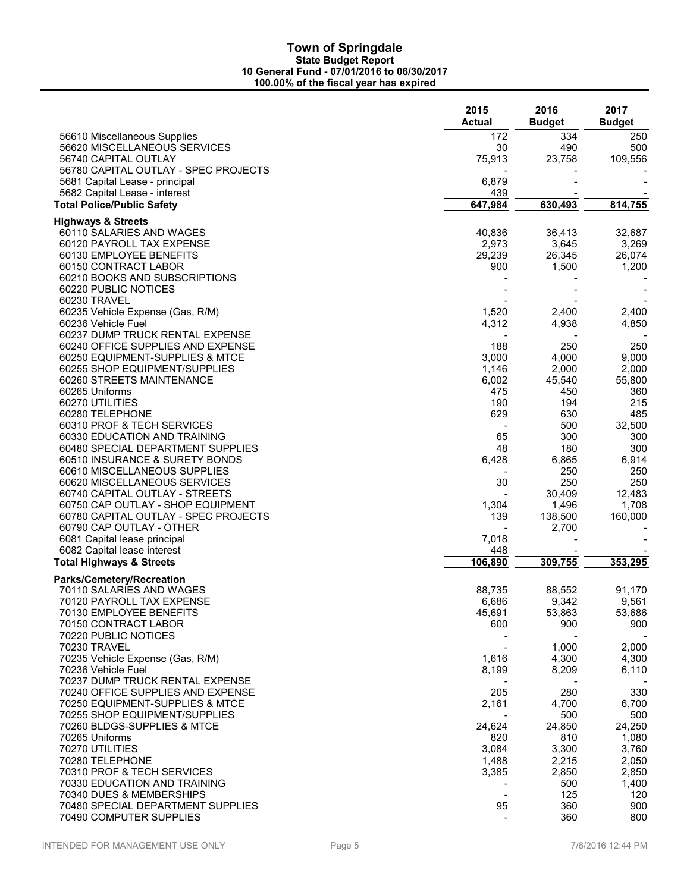# Town of Springdale

**State Budget Report**
**10 General Fund - 07/01/2016 to 06/30/2017**
**100.00% of the fiscal year has expired**

| | 2015 Actual | 2016 Budget | 2017 Budget |
|---|---|---|---|
| 56610 Miscellaneous Supplies | 172 | 334 | 250 |
| 56620 MISCELLANEOUS SERVICES | 30 | 490 | 500 |
| 56740 CAPITAL OUTLAY | 75,913 | 23,758 | 109,556 |
| 56780 CAPITAL OUTLAY - SPEC PROJECTS | - | - | - |
| 5681 Capital Lease - principal | 6,879 | - | - |
| 5682 Capital Lease - interest | 439 | - | - |
| **Total Police/Public Safety** | **647,984** | **630,493** | **814,755** |
| **Highways & Streets** | | | |
| 60110 SALARIES AND WAGES | 40,836 | 36,413 | 32,687 |
| 60120 PAYROLL TAX EXPENSE | 2,973 | 3,645 | 3,269 |
| 60130 EMPLOYEE BENEFITS | 29,239 | 26,345 | 26,074 |
| 60150 CONTRACT LABOR | 900 | 1,500 | 1,200 |
| 60210 BOOKS AND SUBSCRIPTIONS | - | - | - |
| 60220 PUBLIC NOTICES | - | - | - |
| 60230 TRAVEL | - | - | - |
| 60235 Vehicle Expense (Gas, R/M) | 1,520 | 2,400 | 2,400 |
| 60236 Vehicle Fuel | 4,312 | 4,938 | 4,850 |
| 60237 DUMP TRUCK RENTAL EXPENSE | - | - | - |
| 60240 OFFICE SUPPLIES AND EXPENSE | 188 | 250 | 250 |
| 60250 EQUIPMENT-SUPPLIES & MTCE | 3,000 | 4,000 | 9,000 |
| 60255 SHOP EQUIPMENT/SUPPLIES | 1,146 | 2,000 | 2,000 |
| 60260 STREETS MAINTENANCE | 6,002 | 45,540 | 55,800 |
| 60265 Uniforms | 475 | 450 | 360 |
| 60270 UTILITIES | 190 | 194 | 215 |
| 60280 TELEPHONE | 629 | 630 | 485 |
| 60310 PROF & TECH SERVICES | - | 500 | 32,500 |
| 60330 EDUCATION AND TRAINING | 65 | 300 | 300 |
| 60480 SPECIAL DEPARTMENT SUPPLIES | 48 | 180 | 300 |
| 60510 INSURANCE & SURETY BONDS | 6,428 | 6,865 | 6,914 |
| 60610 MISCELLANEOUS SUPPLIES | - | 250 | 250 |
| 60620 MISCELLANEOUS SERVICES | 30 | 250 | 250 |
| 60740 CAPITAL OUTLAY - STREETS | - | 30,409 | 12,483 |
| 60750 CAP OUTLAY - SHOP EQUIPMENT | 1,304 | 1,496 | 1,708 |
| 60780 CAPITAL OUTLAY - SPEC PROJECTS | 139 | 138,500 | 160,000 |
| 60790 CAP OUTLAY - OTHER | - | 2,700 | - |
| 6081 Capital lease principal | 7,018 | - | - |
| 6082 Capital lease interest | 448 | - | - |
| **Total Highways & Streets** | **106,890** | **309,755** | **353,295** |
| **Parks/Cemetery/Recreation** | | | |
| 70110 SALARIES AND WAGES | 88,735 | 88,552 | 91,170 |
| 70120 PAYROLL TAX EXPENSE | 6,686 | 9,342 | 9,561 |
| 70130 EMPLOYEE BENEFITS | 45,691 | 53,863 | 53,686 |
| 70150 CONTRACT LABOR | 600 | 900 | 900 |
| 70220 PUBLIC NOTICES | - | - | - |
| 70230 TRAVEL | - | 1,000 | 2,000 |
| 70235 Vehicle Expense (Gas, R/M) | 1,616 | 4,300 | 4,300 |
| 70236 Vehicle Fuel | 8,199 | 8,209 | 6,110 |
| 70237 DUMP TRUCK RENTAL EXPENSE | - | - | - |
| 70240 OFFICE SUPPLIES AND EXPENSE | 205 | 280 | 330 |
| 70250 EQUIPMENT-SUPPLIES & MTCE | 2,161 | 4,700 | 6,700 |
| 70255 SHOP EQUIPMENT/SUPPLIES | - | 500 | 500 |
| 70260 BLDGS-SUPPLIES & MTCE | 24,624 | 24,850 | 24,250 |
| 70265 Uniforms | 820 | 810 | 1,080 |
| 70270 UTILITIES | 3,084 | 3,300 | 3,760 |
| 70280 TELEPHONE | 1,488 | 2,215 | 2,050 |
| 70310 PROF & TECH SERVICES | 3,385 | 2,850 | 2,850 |
| 70330 EDUCATION AND TRAINING | - | 500 | 1,400 |
| 70340 DUES & MEMBERSHIPS | - | 125 | 120 |
| 70480 SPECIAL DEPARTMENT SUPPLIES | 95 | 360 | 900 |
| 70490 COMPUTER SUPPLIES | - | 360 | 800 |

INTENDED FOR MANAGEMENT USE ONLY

7/6/2016 12:44 PM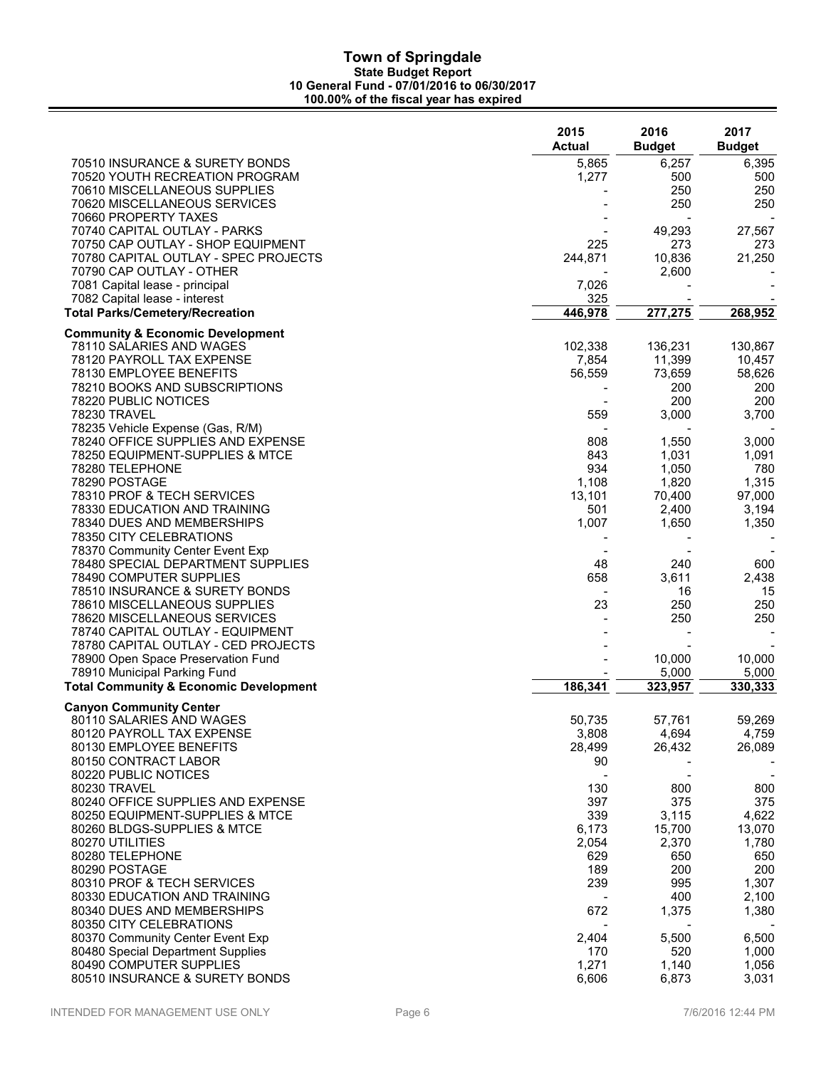# Town of Springdale

## State Budget Report

### 10 General Fund - 07/01/2016 to 06/30/2017

### 100.00% of the fiscal year has expired

| | 2015 Actual | 2016 Budget | 2017 Budget |
|---|---|---|---|
| 70510 INSURANCE & SURETY BONDS | 5,865 | 6,257 | 6,395 |
| 70520 YOUTH RECREATION PROGRAM | 1,277 | 500 | 500 |
| 70610 MISCELLANEOUS SUPPLIES | - | 250 | 250 |
| 70620 MISCELLANEOUS SERVICES | - | 250 | 250 |
| 70660 PROPERTY TAXES | - | - | - |
| 70740 CAPITAL OUTLAY - PARKS | - | 49,293 | 27,567 |
| 70750 CAP OUTLAY - SHOP EQUIPMENT | 225 | 273 | 273 |
| 70780 CAPITAL OUTLAY - SPEC PROJECTS | 244,871 | 10,836 | 21,250 |
| 70790 CAP OUTLAY - OTHER | - | 2,600 | - |
| 7081 Capital lease - principal | 7,026 | - | - |
| 7082 Capital lease - interest | 325 | - | - |
| **Total Parks/Cemetery/Recreation** | **446,978** | **277,275** | **268,952** |
| **Community & Economic Development** | | | |
| 78110 SALARIES AND WAGES | 102,338 | 136,231 | 130,867 |
| 78120 PAYROLL TAX EXPENSE | 7,854 | 11,399 | 10,457 |
| 78130 EMPLOYEE BENEFITS | 56,559 | 73,659 | 58,626 |
| 78210 BOOKS AND SUBSCRIPTIONS | - | 200 | 200 |
| 78220 PUBLIC NOTICES | - | 200 | 200 |
| 78230 TRAVEL | 559 | 3,000 | 3,700 |
| 78235 Vehicle Expense (Gas, R/M) | - | - | - |
| 78240 OFFICE SUPPLIES AND EXPENSE | 808 | 1,550 | 3,000 |
| 78250 EQUIPMENT-SUPPLIES & MTCE | 843 | 1,031 | 1,091 |
| 78280 TELEPHONE | 934 | 1,050 | 780 |
| 78290 POSTAGE | 1,108 | 1,820 | 1,315 |
| 78310 PROF & TECH SERVICES | 13,101 | 70,400 | 97,000 |
| 78330 EDUCATION AND TRAINING | 501 | 2,400 | 3,194 |
| 78340 DUES AND MEMBERSHIPS | 1,007 | 1,650 | 1,350 |
| 78350 CITY CELEBRATIONS | - | - | - |
| 78370 Community Center Event Exp | - | - | - |
| 78480 SPECIAL DEPARTMENT SUPPLIES | 48 | 240 | 600 |
| 78490 COMPUTER SUPPLIES | 658 | 3,611 | 2,438 |
| 78510 INSURANCE & SURETY BONDS | - | 16 | 15 |
| 78610 MISCELLANEOUS SUPPLIES | 23 | 250 | 250 |
| 78620 MISCELLANEOUS SERVICES | - | 250 | 250 |
| 78740 CAPITAL OUTLAY - EQUIPMENT | - | - | - |
| 78780 CAPITAL OUTLAY - CED PROJECTS | - | - | - |
| 78900 Open Space Preservation Fund | - | 10,000 | 10,000 |
| 78910 Municipal Parking Fund | - | 5,000 | 5,000 |
| **Total Community & Economic Development** | **186,341** | **323,957** | **330,333** |
| **Canyon Community Center** | | | |
| 80110 SALARIES AND WAGES | 50,735 | 57,761 | 59,269 |
| 80120 PAYROLL TAX EXPENSE | 3,808 | 4,694 | 4,759 |
| 80130 EMPLOYEE BENEFITS | 28,499 | 26,432 | 26,089 |
| 80150 CONTRACT LABOR | 90 | - | - |
| 80220 PUBLIC NOTICES | - | - | - |
| 80230 TRAVEL | 130 | 800 | 800 |
| 80240 OFFICE SUPPLIES AND EXPENSE | 397 | 375 | 375 |
| 80250 EQUIPMENT-SUPPLIES & MTCE | 339 | 3,115 | 4,622 |
| 80260 BLDGS-SUPPLIES & MTCE | 6,173 | 15,700 | 13,070 |
| 80270 UTILITIES | 2,054 | 2,370 | 1,780 |
| 80280 TELEPHONE | 629 | 650 | 650 |
| 80290 POSTAGE | 189 | 200 | 200 |
| 80310 PROF & TECH SERVICES | 239 | 995 | 1,307 |
| 80330 EDUCATION AND TRAINING | - | 400 | 2,100 |
| 80340 DUES AND MEMBERSHIPS | 672 | 1,375 | 1,380 |
| 80350 CITY CELEBRATIONS | - | - | - |
| 80370 Community Center Event Exp | 2,404 | 5,500 | 6,500 |
| 80480 Special Department Supplies | 170 | 520 | 1,000 |
| 80490 COMPUTER SUPPLIES | 1,271 | 1,140 | 1,056 |
| 80510 INSURANCE & SURETY BONDS | 6,606 | 6,873 | 3,031 |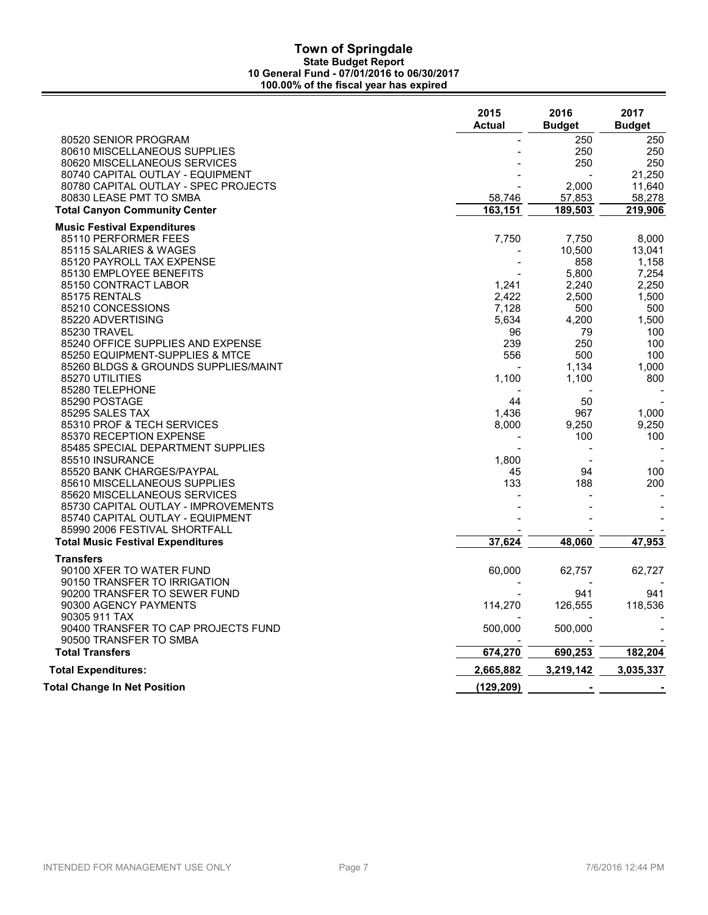# Town of Springdale

## State Budget Report

### 10 General Fund - 07/01/2016 to 06/30/2017

### 100.00% of the fiscal year has expired

| | 2015 Actual | 2016 Budget | 2017 Budget |
|---|---|---|---|
| 80520 SENIOR PROGRAM | - | 250 | 250 |
| 80610 MISCELLANEOUS SUPPLIES | - | 250 | 250 |
| 80620 MISCELLANEOUS SERVICES | - | 250 | 250 |
| 80740 CAPITAL OUTLAY - EQUIPMENT | - | - | 21,250 |
| 80780 CAPITAL OUTLAY - SPEC PROJECTS | - | 2,000 | 11,640 |
| 80830 LEASE PMT TO SMBA | 58,746 | 57,853 | 58,278 |
| **Total Canyon Community Center** | **163,151** | **189,503** | **219,906** |
| **Music Festival Expenditures** | | | |
| 85110 PERFORMER FEES | 7,750 | 7,750 | 8,000 |
| 85115 SALARIES & WAGES | - | 10,500 | 13,041 |
| 85120 PAYROLL TAX EXPENSE | - | 858 | 1,158 |
| 85130 EMPLOYEE BENEFITS | - | 5,800 | 7,254 |
| 85150 CONTRACT LABOR | 1,241 | 2,240 | 2,250 |
| 85175 RENTALS | 2,422 | 2,500 | 1,500 |
| 85210 CONCESSIONS | 7,128 | 500 | 500 |
| 85220 ADVERTISING | 5,634 | 4,200 | 1,500 |
| 85230 TRAVEL | 96 | 79 | 100 |
| 85240 OFFICE SUPPLIES AND EXPENSE | 239 | 250 | 100 |
| 85250 EQUIPMENT-SUPPLIES & MTCE | 556 | 500 | 100 |
| 85260 BLDGS & GROUNDS SUPPLIES/MAINT | - | 1,134 | 1,000 |
| 85270 UTILITIES | 1,100 | 1,100 | 800 |
| 85280 TELEPHONE | - | - | - |
| 85290 POSTAGE | 44 | 50 | - |
| 85295 SALES TAX | 1,436 | 967 | 1,000 |
| 85310 PROF & TECH SERVICES | 8,000 | 9,250 | 9,250 |
| 85370 RECEPTION EXPENSE | - | 100 | 100 |
| 85485 SPECIAL DEPARTMENT SUPPLIES | - | - | - |
| 85510 INSURANCE | 1,800 | - | - |
| 85520 BANK CHARGES/PAYPAL | 45 | 94 | 100 |
| 85610 MISCELLANEOUS SUPPLIES | 133 | 188 | 200 |
| 85620 MISCELLANEOUS SERVICES | - | - | - |
| 85730 CAPITAL OUTLAY - IMPROVEMENTS | - | - | - |
| 85740 CAPITAL OUTLAY - EQUIPMENT | - | - | - |
| 85990 2006 FESTIVAL SHORTFALL | - | - | - |
| **Total Music Festival Expenditures** | **37,624** | **48,060** | **47,953** |
| **Transfers** | | | |
| 90100 XFER TO WATER FUND | 60,000 | 62,757 | 62,727 |
| 90150 TRANSFER TO IRRIGATION | - | - | - |
| 90200 TRANSFER TO SEWER FUND | - | 941 | 941 |
| 90300 AGENCY PAYMENTS | 114,270 | 126,555 | 118,536 |
| 90305 911 TAX | - | - | - |
| 90400 TRANSFER TO CAP PROJECTS FUND | 500,000 | 500,000 | - |
| 90500 TRANSFER TO SMBA | - | - | - |
| **Total Transfers** | **674,270** | **690,253** | **182,204** |
| **Total Expenditures:** | **2,665,882** | **3,219,142** | **3,035,337** |
| **Total Change In Net Position** | **(129,209)** | **-** | **-** |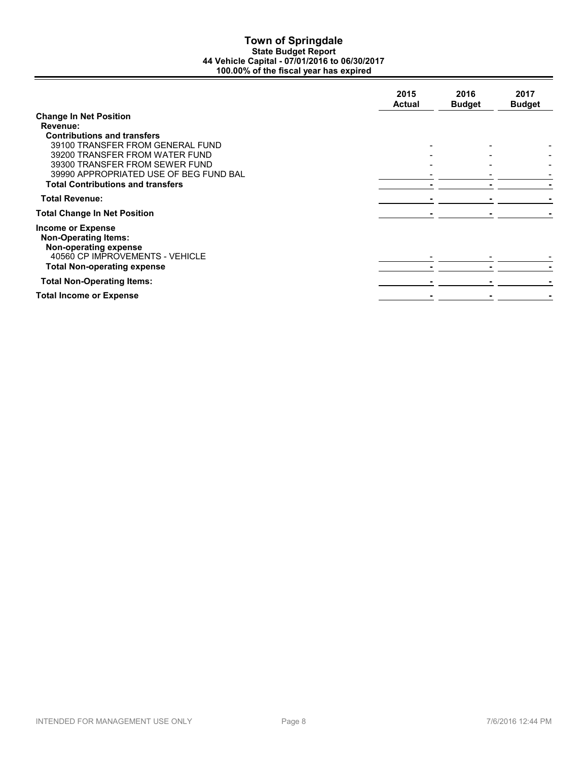# Town of Springdale

## State Budget Report

### 44 Vehicle Capital - 07/01/2016 to 06/30/2017

**100.00% of the fiscal year has expired**

| | 2015 Actual | 2016 Budget | 2017 Budget |
|---|---|---|---|
| **Change In Net Position** | | | |
| **Revenue:** | | | |
| **Contributions and transfers** | | | |
| 39100 TRANSFER FROM GENERAL FUND | - | - | - |
| 39200 TRANSFER FROM WATER FUND | - | - | - |
| 39300 TRANSFER FROM SEWER FUND | - | - | - |
| 39990 APPROPRIATED USE OF BEG FUND BAL | - | - | - |
| **Total Contributions and transfers** | **-** | **-** | **-** |
| **Total Revenue:** | **-** | **-** | **-** |
| **Total Change In Net Position** | **-** | **-** | **-** |
| **Income or Expense** | | | |
| **Non-Operating Items:** | | | |
| **Non-operating expense** | | | |
| 40560 CP IMPROVEMENTS - VEHICLE | - | - | - |
| **Total Non-operating expense** | **-** | **-** | **-** |
| **Total Non-Operating Items:** | **-** | **-** | **-** |
| **Total Income or Expense** | **-** | **-** | **-** |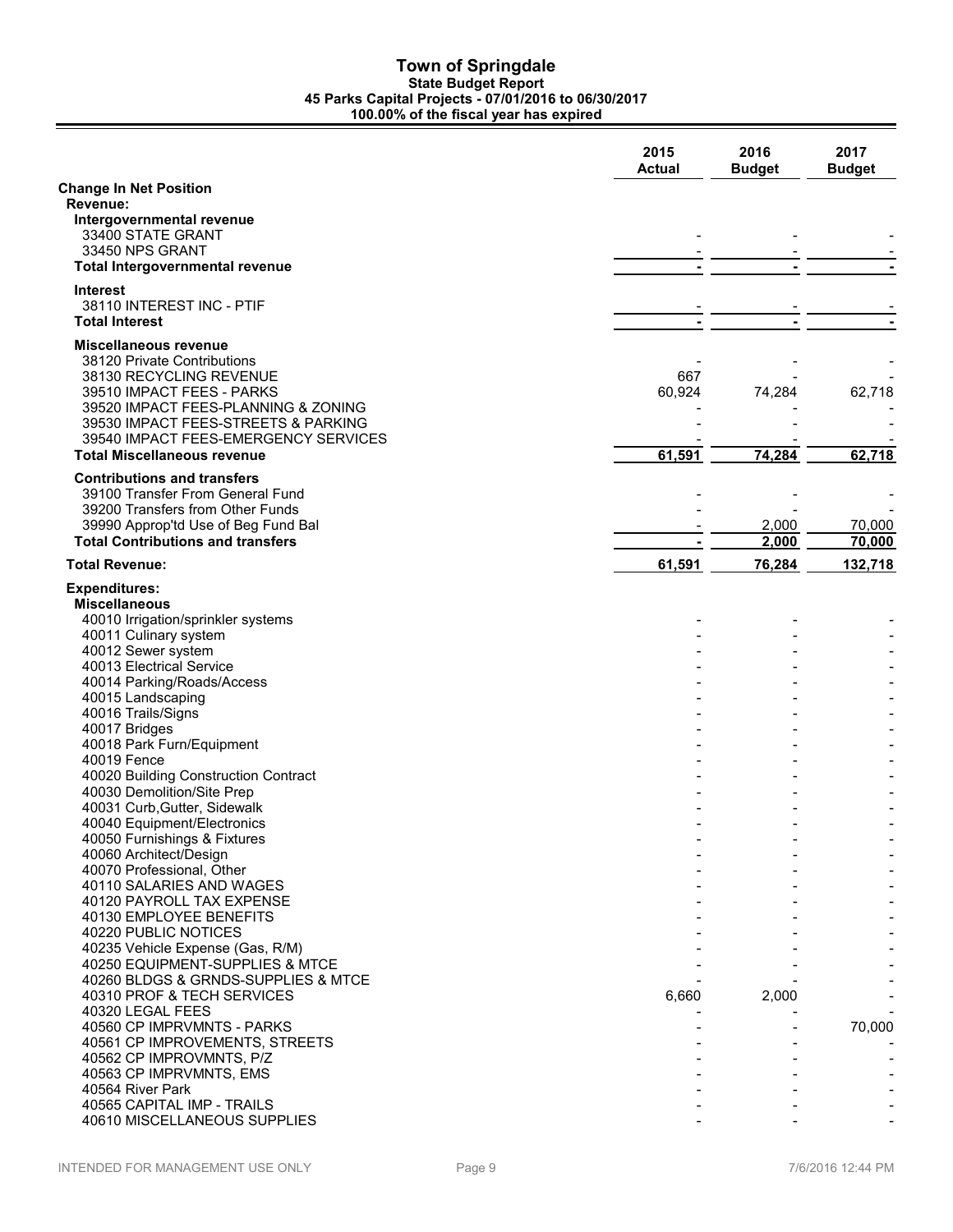# Town of Springdale

## State Budget Report

### 45 Parks Capital Projects - 07/01/2016 to 06/30/2017

### 100.00% of the fiscal year has expired

| | 2015 Actual | 2016 Budget | 2017 Budget |
|---|---|---|---|
| **Change In Net Position** | | | |
| **Revenue:** | | | |
| **Intergovernmental revenue** | | | |
| 33400 STATE GRANT | - | - | - |
| 33450 NPS GRANT | - | - | - |
| **Total Intergovernmental revenue** | **-** | **-** | **-** |
| **Interest** | | | |
| 38110 INTEREST INC - PTIF | - | - | - |
| **Total Interest** | **-** | **-** | **-** |
| **Miscellaneous revenue** | | | |
| 38120 Private Contributions | - | - | - |
| 38130 RECYCLING REVENUE | 667 | - | - |
| 39510 IMPACT FEES - PARKS | 60,924 | 74,284 | 62,718 |
| 39520 IMPACT FEES-PLANNING & ZONING | - | - | - |
| 39530 IMPACT FEES-STREETS & PARKING | - | - | - |
| 39540 IMPACT FEES-EMERGENCY SERVICES | - | - | - |
| **Total Miscellaneous revenue** | **61,591** | **74,284** | **62,718** |
| **Contributions and transfers** | | | |
| 39100 Transfer From General Fund | - | - | - |
| 39200 Transfers from Other Funds | - | - | - |
| 39990 Approp'td Use of Beg Fund Bal | - | 2,000 | 70,000 |
| **Total Contributions and transfers** | **-** | **2,000** | **70,000** |
| **Total Revenue:** | **61,591** | **76,284** | **132,718** |
| **Expenditures:** | | | |
| **Miscellaneous** | | | |
| 40010 Irrigation/sprinkler systems | - | - | - |
| 40011 Culinary system | - | - | - |
| 40012 Sewer system | - | - | - |
| 40013 Electrical Service | - | - | - |
| 40014 Parking/Roads/Access | - | - | - |
| 40015 Landscaping | - | - | - |
| 40016 Trails/Signs | - | - | - |
| 40017 Bridges | - | - | - |
| 40018 Park Furn/Equipment | - | - | - |
| 40019 Fence | - | - | - |
| 40020 Building Construction Contract | - | - | - |
| 40030 Demolition/Site Prep | - | - | - |
| 40031 Curb,Gutter, Sidewalk | - | - | - |
| 40040 Equipment/Electronics | - | - | - |
| 40050 Furnishings & Fixtures | - | - | - |
| 40060 Architect/Design | - | - | - |
| 40070 Professional, Other | - | - | - |
| 40110 SALARIES AND WAGES | - | - | - |
| 40120 PAYROLL TAX EXPENSE | - | - | - |
| 40130 EMPLOYEE BENEFITS | - | - | - |
| 40220 PUBLIC NOTICES | - | - | - |
| 40235 Vehicle Expense (Gas, R/M) | - | - | - |
| 40250 EQUIPMENT-SUPPLIES & MTCE | - | - | - |
| 40260 BLDGS & GRNDS-SUPPLIES & MTCE | - | - | - |
| 40310 PROF & TECH SERVICES | 6,660 | 2,000 | - |
| 40320 LEGAL FEES | - | - | - |
| 40560 CP IMPRVMNTS - PARKS | - | - | 70,000 |
| 40561 CP IMPROVEMENTS, STREETS | - | - | - |
| 40562 CP IMPROVMNTS, P/Z | - | - | - |
| 40563 CP IMPRVMNTS, EMS | - | - | - |
| 40564 River Park | - | - | - |
| 40565 CAPITAL IMP - TRAILS | - | - | - |
| 40610 MISCELLANEOUS SUPPLIES | - | - | - |

INTENDED FOR MANAGEMENT USE ONLY

7/6/2016 12:44 PM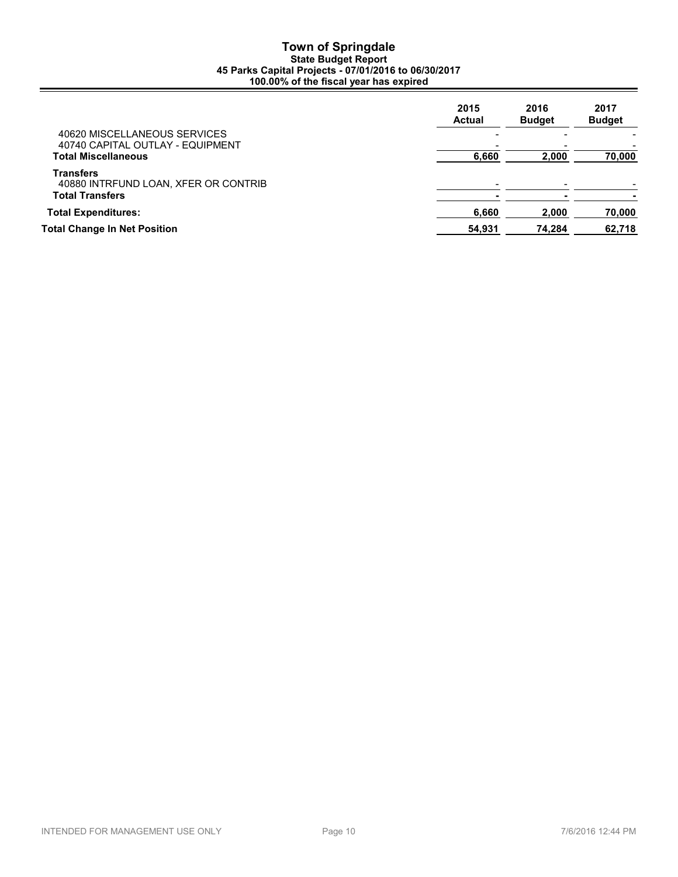# Town of Springdale

### State Budget Report

### 45 Parks Capital Projects - 07/01/2016 to 06/30/2017

### 100.00% of the fiscal year has expired

| | 2015 Actual | 2016 Budget | 2017 Budget |
|---|---|---|---|
| 40620 MISCELLANEOUS SERVICES | - | - | - |
| 40740 CAPITAL OUTLAY - EQUIPMENT | - | - | - |
| **Total Miscellaneous** | **6,660** | **2,000** | **70,000** |
| **Transfers** | | | |
| 40880 INTRFUND LOAN, XFER OR CONTRIB | - | - | - |
| **Total Transfers** | **-** | **-** | **-** |
| **Total Expenditures:** | **6,660** | **2,000** | **70,000** |
| **Total Change In Net Position** | **54,931** | **74,284** | **62,718** |

INTENDED FOR MANAGEMENT USE ONLY 7/6/2016 12:44 PM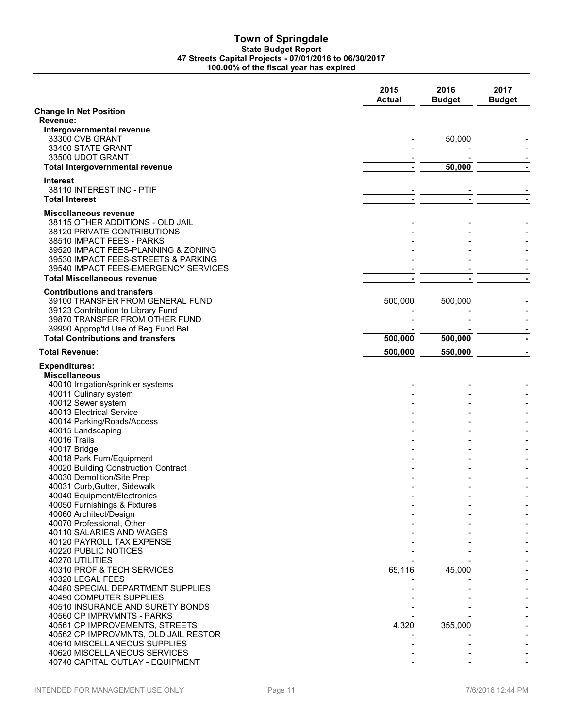# Town of Springdale

**State Budget Report**

**47 Streets Capital Projects - 07/01/2016 to 06/30/2017**

**100.00% of the fiscal year has expired**

| | 2015 Actual | 2016 Budget | 2017 Budget |
|---|---|---|---|
| **Change In Net Position** | | | |
| **Revenue:** | | | |
| **Intergovernmental revenue** | | | |
| 33300 CVB GRANT | - | 50,000 | - |
| 33400 STATE GRANT | - | - | - |
| 33500 UDOT GRANT | - | - | - |
| **Total Intergovernmental revenue** | **-** | **50,000** | **-** |
| **Interest** | | | |
| 38110 INTEREST INC - PTIF | - | - | - |
| **Total Interest** | **-** | **-** | **-** |
| **Miscellaneous revenue** | | | |
| 38115 OTHER ADDITIONS - OLD JAIL | - | - | - |
| 38120 PRIVATE CONTRIBUTIONS | - | - | - |
| 38510 IMPACT FEES - PARKS | - | - | - |
| 39520 IMPACT FEES-PLANNING & ZONING | - | - | - |
| 39530 IMPACT FEES-STREETS & PARKING | - | - | - |
| 39540 IMPACT FEES-EMERGENCY SERVICES | - | - | - |
| **Total Miscellaneous revenue** | **-** | **-** | **-** |
| **Contributions and transfers** | | | |
| 39100 TRANSFER FROM GENERAL FUND | 500,000 | 500,000 | - |
| 39123 Contribution to Library Fund | - | - | - |
| 39870 TRANSFER FROM OTHER FUND | - | - | - |
| 39990 Approp'td Use of Beg Fund Bal | - | - | - |
| **Total Contributions and transfers** | **500,000** | **500,000** | **-** |
| **Total Revenue:** | **500,000** | **550,000** | **-** |
| **Expenditures:** | | | |
| **Miscellaneous** | | | |
| 40010 Irrigation/sprinkler systems | - | - | - |
| 40011 Culinary system | - | - | - |
| 40012 Sewer system | - | - | - |
| 40013 Electrical Service | - | - | - |
| 40014 Parking/Roads/Access | - | - | - |
| 40015 Landscaping | - | - | - |
| 40016 Trails | - | - | - |
| 40017 Bridge | - | - | - |
| 40018 Park Furn/Equipment | - | - | - |
| 40020 Building Construction Contract | - | - | - |
| 40030 Demolition/Site Prep | - | - | - |
| 40031 Curb,Gutter, Sidewalk | - | - | - |
| 40040 Equipment/Electronics | - | - | - |
| 40050 Furnishings & Fixtures | - | - | - |
| 40060 Architect/Design | - | - | - |
| 40070 Professional, Other | - | - | - |
| 40110 SALARIES AND WAGES | - | - | - |
| 40120 PAYROLL TAX EXPENSE | - | - | - |
| 40220 PUBLIC NOTICES | - | - | - |
| 40270 UTILITIES | - | - | - |
| 40310 PROF & TECH SERVICES | 65,116 | 45,000 | - |
| 40320 LEGAL FEES | - | - | - |
| 40480 SPECIAL DEPARTMENT SUPPLIES | - | - | - |
| 40490 COMPUTER SUPPLIES | - | - | - |
| 40510 INSURANCE AND SURETY BONDS | - | - | - |
| 40560 CP IMPRVMNTS - PARKS | - | - | - |
| 40561 CP IMPROVEMENTS, STREETS | 4,320 | 355,000 | - |
| 40562 CP IMPROVMNTS, OLD JAIL RESTOR | - | - | - |
| 40610 MISCELLANEOUS SUPPLIES | - | - | - |
| 40620 MISCELLANEOUS SERVICES | - | - | - |
| 40740 CAPITAL OUTLAY - EQUIPMENT | - | - | - |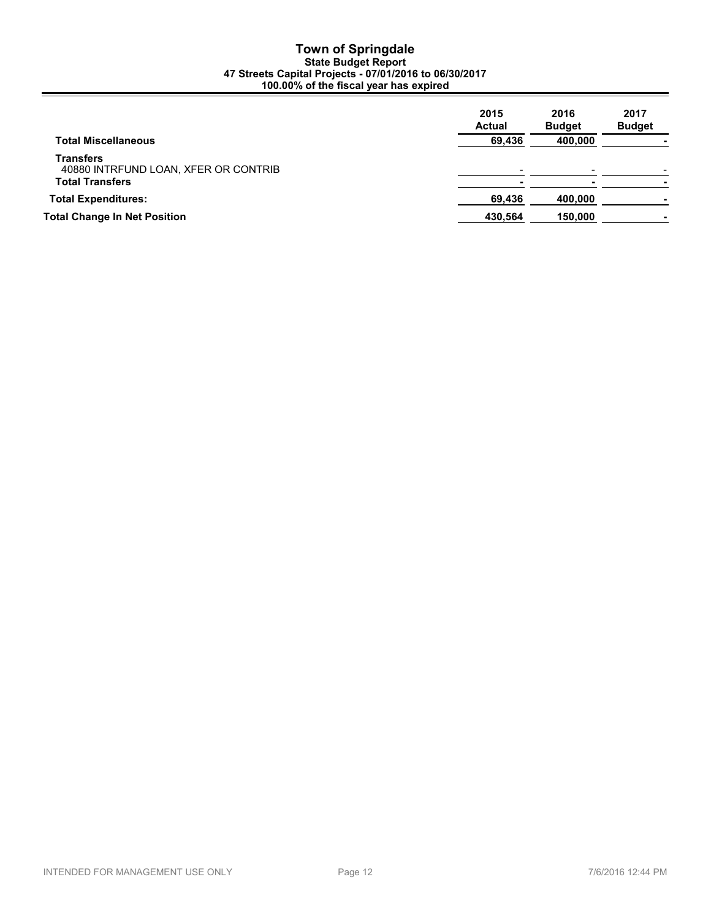# Town of Springdale

### State Budget Report

### 47 Streets Capital Projects - 07/01/2016 to 06/30/2017

### 100.00% of the fiscal year has expired

| | 2015 Actual | 2016 Budget | 2017 Budget |
|---|---|---|---|
| **Total Miscellaneous** | **69,436** | **400,000** | **-** |
| **Transfers** | | | |
| 40880 INTRFUND LOAN, XFER OR CONTRIB | - | - | - |
| **Total Transfers** | **-** | **-** | **-** |
| **Total Expenditures:** | **69,436** | **400,000** | **-** |
| **Total Change In Net Position** | **430,564** | **150,000** | **-** |

INTENDED FOR MANAGEMENT USE ONLY

7/6/2016 12:44 PM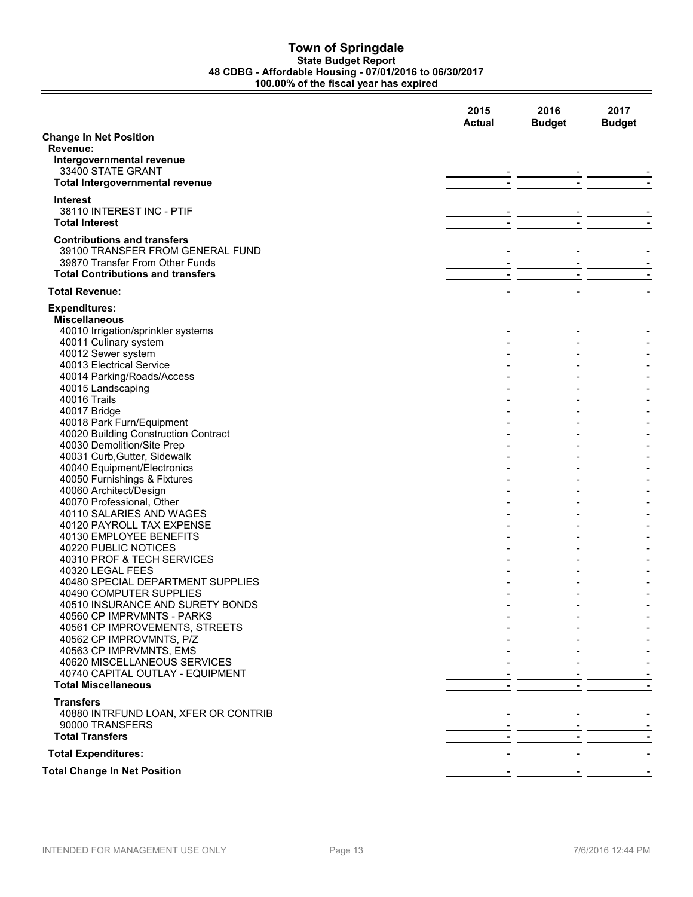# Town of Springdale

**State Budget Report**
**48 CDBG - Affordable Housing - 07/01/2016 to 06/30/2017**
**100.00% of the fiscal year has expired**

| | 2015 Actual | 2016 Budget | 2017 Budget |
|---|---|---|---|
| **Change In Net Position** | | | |
| **Revenue:** | | | |
| **Intergovernmental revenue** | | | |
| 33400 STATE GRANT | - | - | - |
| **Total Intergovernmental revenue** | **-** | **-** | **-** |
| **Interest** | | | |
| 38110 INTEREST INC - PTIF | - | - | - |
| **Total Interest** | **-** | **-** | **-** |
| **Contributions and transfers** | | | |
| 39100 TRANSFER FROM GENERAL FUND | - | - | - |
| 39870 Transfer From Other Funds | - | - | - |
| **Total Contributions and transfers** | **-** | **-** | **-** |
| **Total Revenue:** | **-** | **-** | **-** |
| **Expenditures:** | | | |
| **Miscellaneous** | | | |
| 40010 Irrigation/sprinkler systems | - | - | - |
| 40011 Culinary system | - | - | - |
| 40012 Sewer system | - | - | - |
| 40013 Electrical Service | - | - | - |
| 40014 Parking/Roads/Access | - | - | - |
| 40015 Landscaping | - | - | - |
| 40016 Trails | - | - | - |
| 40017 Bridge | - | - | - |
| 40018 Park Furn/Equipment | - | - | - |
| 40020 Building Construction Contract | - | - | - |
| 40030 Demolition/Site Prep | - | - | - |
| 40031 Curb,Gutter, Sidewalk | - | - | - |
| 40040 Equipment/Electronics | - | - | - |
| 40050 Furnishings & Fixtures | - | - | - |
| 40060 Architect/Design | - | - | - |
| 40070 Professional, Other | - | - | - |
| 40110 SALARIES AND WAGES | - | - | - |
| 40120 PAYROLL TAX EXPENSE | - | - | - |
| 40130 EMPLOYEE BENEFITS | - | - | - |
| 40220 PUBLIC NOTICES | - | - | - |
| 40310 PROF & TECH SERVICES | - | - | - |
| 40320 LEGAL FEES | - | - | - |
| 40480 SPECIAL DEPARTMENT SUPPLIES | - | - | - |
| 40490 COMPUTER SUPPLIES | - | - | - |
| 40510 INSURANCE AND SURETY BONDS | - | - | - |
| 40560 CP IMPRVMNTS - PARKS | - | - | - |
| 40561 CP IMPROVEMENTS, STREETS | - | - | - |
| 40562 CP IMPROVMNTS, P/Z | - | - | - |
| 40563 CP IMPRVMNTS, EMS | - | - | - |
| 40620 MISCELLANEOUS SERVICES | - | - | - |
| 40740 CAPITAL OUTLAY - EQUIPMENT | - | - | - |
| **Total Miscellaneous** | **-** | **-** | **-** |
| **Transfers** | | | |
| 40880 INTRFUND LOAN, XFER OR CONTRIB | - | - | - |
| 90000 TRANSFERS | - | - | - |
| **Total Transfers** | **-** | **-** | **-** |
| **Total Expenditures:** | **-** | **-** | **-** |
| **Total Change In Net Position** | **-** | **-** | **-** |

INTENDED FOR MANAGEMENT USE ONLY — 7/6/2016 12:44 PM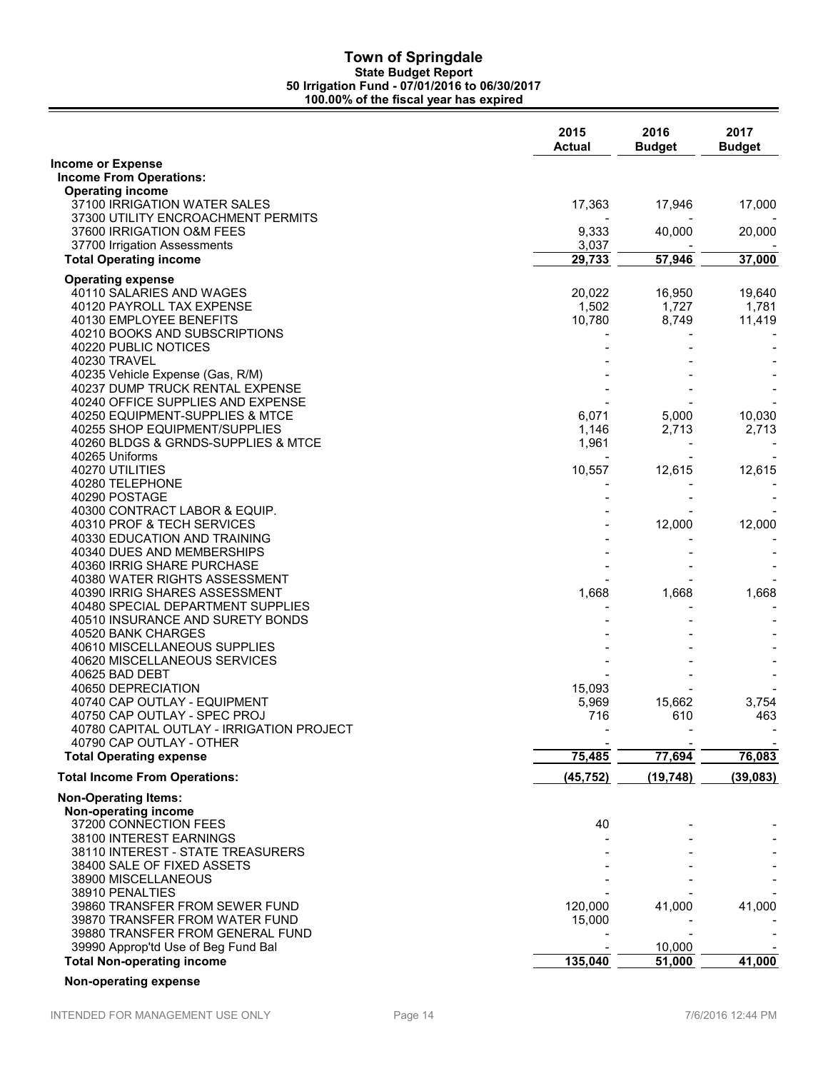# Town of Springdale

**State Budget Report**
**50 Irrigation Fund - 07/01/2016 to 06/30/2017**
**100.00% of the fiscal year has expired**

| | 2015 Actual | 2016 Budget | 2017 Budget |
|---|---|---|---|
| **Income or Expense** | | | |
| **Income From Operations:** | | | |
| **Operating income** | | | |
| 37100 IRRIGATION WATER SALES | 17,363 | 17,946 | 17,000 |
| 37300 UTILITY ENCROACHMENT PERMITS | - | - | - |
| 37600 IRRIGATION O&M FEES | 9,333 | 40,000 | 20,000 |
| 37700 Irrigation Assessments | 3,037 | - | - |
| **Total Operating income** | **29,733** | **57,946** | **37,000** |
| **Operating expense** | | | |
| 40110 SALARIES AND WAGES | 20,022 | 16,950 | 19,640 |
| 40120 PAYROLL TAX EXPENSE | 1,502 | 1,727 | 1,781 |
| 40130 EMPLOYEE BENEFITS | 10,780 | 8,749 | 11,419 |
| 40210 BOOKS AND SUBSCRIPTIONS | - | - | - |
| 40220 PUBLIC NOTICES | - | - | - |
| 40230 TRAVEL | - | - | - |
| 40235 Vehicle Expense (Gas, R/M) | - | - | - |
| 40237 DUMP TRUCK RENTAL EXPENSE | - | - | - |
| 40240 OFFICE SUPPLIES AND EXPENSE | - | - | - |
| 40250 EQUIPMENT-SUPPLIES & MTCE | 6,071 | 5,000 | 10,030 |
| 40255 SHOP EQUIPMENT/SUPPLIES | 1,146 | 2,713 | 2,713 |
| 40260 BLDGS & GRNDS-SUPPLIES & MTCE | 1,961 | - | - |
| 40265 Uniforms | - | - | - |
| 40270 UTILITIES | 10,557 | 12,615 | 12,615 |
| 40280 TELEPHONE | - | - | - |
| 40290 POSTAGE | - | - | - |
| 40300 CONTRACT LABOR & EQUIP. | - | - | - |
| 40310 PROF & TECH SERVICES | - | 12,000 | 12,000 |
| 40330 EDUCATION AND TRAINING | - | - | - |
| 40340 DUES AND MEMBERSHIPS | - | - | - |
| 40360 IRRIG SHARE PURCHASE | - | - | - |
| 40380 WATER RIGHTS ASSESSMENT | - | - | - |
| 40390 IRRIG SHARES ASSESSMENT | 1,668 | 1,668 | 1,668 |
| 40480 SPECIAL DEPARTMENT SUPPLIES | - | - | - |
| 40510 INSURANCE AND SURETY BONDS | - | - | - |
| 40520 BANK CHARGES | - | - | - |
| 40610 MISCELLANEOUS SUPPLIES | - | - | - |
| 40620 MISCELLANEOUS SERVICES | - | - | - |
| 40625 BAD DEBT | - | - | - |
| 40650 DEPRECIATION | 15,093 | - | - |
| 40740 CAP OUTLAY - EQUIPMENT | 5,969 | 15,662 | 3,754 |
| 40750 CAP OUTLAY - SPEC PROJ | 716 | 610 | 463 |
| 40780 CAPITAL OUTLAY - IRRIGATION PROJECT | - | - | - |
| 40790 CAP OUTLAY - OTHER | - | - | - |
| **Total Operating expense** | **75,485** | **77,694** | **76,083** |
| **Total Income From Operations:** | **(45,752)** | **(19,748)** | **(39,083)** |
| **Non-Operating Items:** | | | |
| **Non-operating income** | | | |
| 37200 CONNECTION FEES | 40 | - | - |
| 38100 INTEREST EARNINGS | - | - | - |
| 38110 INTEREST - STATE TREASURERS | - | - | - |
| 38400 SALE OF FIXED ASSETS | - | - | - |
| 38900 MISCELLANEOUS | - | - | - |
| 38910 PENALTIES | - | - | - |
| 39860 TRANSFER FROM SEWER FUND | 120,000 | 41,000 | 41,000 |
| 39870 TRANSFER FROM WATER FUND | 15,000 | - | - |
| 39880 TRANSFER FROM GENERAL FUND | - | - | - |
| 39990 Approp'td Use of Beg Fund Bal | - | 10,000 | - |
| **Total Non-operating income** | **135,040** | **51,000** | **41,000** |
| **Non-operating expense** | | | |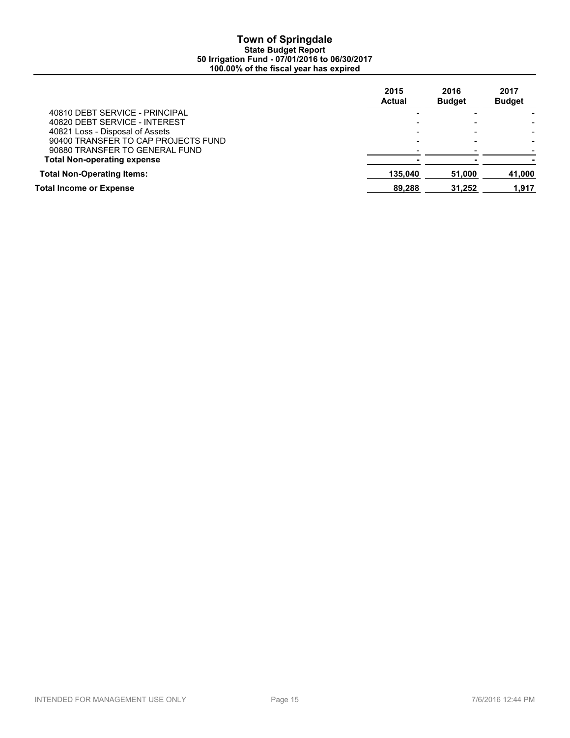# Town of Springdale

**State Budget Report**
**50 Irrigation Fund - 07/01/2016 to 06/30/2017**
**100.00% of the fiscal year has expired**

| | 2015 Actual | 2016 Budget | 2017 Budget |
|---|---|---|---|
| 40810 DEBT SERVICE - PRINCIPAL | - | - | - |
| 40820 DEBT SERVICE - INTEREST | - | - | - |
| 40821 Loss - Disposal of Assets | - | - | - |
| 90400 TRANSFER TO CAP PROJECTS FUND | - | - | - |
| 90880 TRANSFER TO GENERAL FUND | - | - | - |
| **Total Non-operating expense** | **-** | **-** | **-** |
| **Total Non-Operating Items:** | **135,040** | **51,000** | **41,000** |
| **Total Income or Expense** | **89,288** | **31,252** | **1,917** |

INTENDED FOR MANAGEMENT USE ONLY

7/6/2016 12:44 PM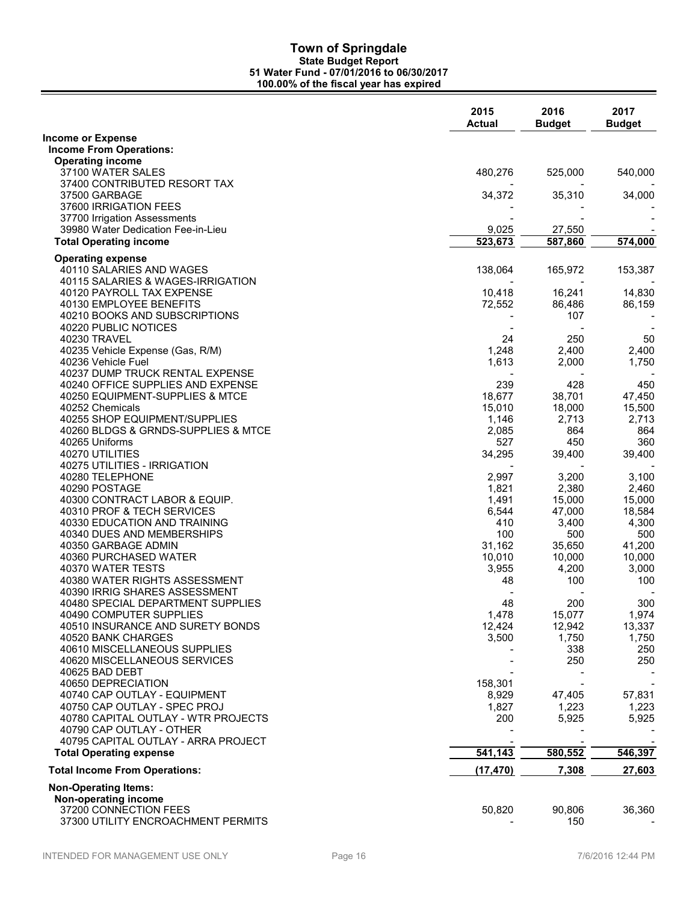# Town of Springdale

**State Budget Report**
**51 Water Fund - 07/01/2016 to 06/30/2017**
**100.00% of the fiscal year has expired**

| | 2015 Actual | 2016 Budget | 2017 Budget |
|---|---|---|---|
| **Income or Expense** | | | |
| **Income From Operations:** | | | |
| **Operating income** | | | |
| 37100 WATER SALES | 480,276 | 525,000 | 540,000 |
| 37400 CONTRIBUTED RESORT TAX | - | - | - |
| 37500 GARBAGE | 34,372 | 35,310 | 34,000 |
| 37600 IRRIGATION FEES | - | - | - |
| 37700 Irrigation Assessments | - | - | - |
| 39980 Water Dedication Fee-in-Lieu | 9,025 | 27,550 | - |
| **Total Operating income** | **523,673** | **587,860** | **574,000** |
| **Operating expense** | | | |
| 40110 SALARIES AND WAGES | 138,064 | 165,972 | 153,387 |
| 40115 SALARIES & WAGES-IRRIGATION | - | - | - |
| 40120 PAYROLL TAX EXPENSE | 10,418 | 16,241 | 14,830 |
| 40130 EMPLOYEE BENEFITS | 72,552 | 86,486 | 86,159 |
| 40210 BOOKS AND SUBSCRIPTIONS | - | 107 | - |
| 40220 PUBLIC NOTICES | - | - | - |
| 40230 TRAVEL | 24 | 250 | 50 |
| 40235 Vehicle Expense (Gas, R/M) | 1,248 | 2,400 | 2,400 |
| 40236 Vehicle Fuel | 1,613 | 2,000 | 1,750 |
| 40237 DUMP TRUCK RENTAL EXPENSE | - | - | - |
| 40240 OFFICE SUPPLIES AND EXPENSE | 239 | 428 | 450 |
| 40250 EQUIPMENT-SUPPLIES & MTCE | 18,677 | 38,701 | 47,450 |
| 40252 Chemicals | 15,010 | 18,000 | 15,500 |
| 40255 SHOP EQUIPMENT/SUPPLIES | 1,146 | 2,713 | 2,713 |
| 40260 BLDGS & GRNDS-SUPPLIES & MTCE | 2,085 | 864 | 864 |
| 40265 Uniforms | 527 | 450 | 360 |
| 40270 UTILITIES | 34,295 | 39,400 | 39,400 |
| 40275 UTILITIES - IRRIGATION | - | - | - |
| 40280 TELEPHONE | 2,997 | 3,200 | 3,100 |
| 40290 POSTAGE | 1,821 | 2,380 | 2,460 |
| 40300 CONTRACT LABOR & EQUIP. | 1,491 | 15,000 | 15,000 |
| 40310 PROF & TECH SERVICES | 6,544 | 47,000 | 18,584 |
| 40330 EDUCATION AND TRAINING | 410 | 3,400 | 4,300 |
| 40340 DUES AND MEMBERSHIPS | 100 | 500 | 500 |
| 40350 GARBAGE ADMIN | 31,162 | 35,650 | 41,200 |
| 40360 PURCHASED WATER | 10,010 | 10,000 | 10,000 |
| 40370 WATER TESTS | 3,955 | 4,200 | 3,000 |
| 40380 WATER RIGHTS ASSESSMENT | 48 | 100 | 100 |
| 40390 IRRIG SHARES ASSESSMENT | - | - | - |
| 40480 SPECIAL DEPARTMENT SUPPLIES | 48 | 200 | 300 |
| 40490 COMPUTER SUPPLIES | 1,478 | 15,077 | 1,974 |
| 40510 INSURANCE AND SURETY BONDS | 12,424 | 12,942 | 13,337 |
| 40520 BANK CHARGES | 3,500 | 1,750 | 1,750 |
| 40610 MISCELLANEOUS SUPPLIES | - | 338 | 250 |
| 40620 MISCELLANEOUS SERVICES | - | 250 | 250 |
| 40625 BAD DEBT | - | - | - |
| 40650 DEPRECIATION | 158,301 | - | - |
| 40740 CAP OUTLAY - EQUIPMENT | 8,929 | 47,405 | 57,831 |
| 40750 CAP OUTLAY - SPEC PROJ | 1,827 | 1,223 | 1,223 |
| 40780 CAPITAL OUTLAY - WTR PROJECTS | 200 | 5,925 | 5,925 |
| 40790 CAP OUTLAY - OTHER | - | - | - |
| 40795 CAPITAL OUTLAY - ARRA PROJECT | - | - | - |
| **Total Operating expense** | **541,143** | **580,552** | **546,397** |
| **Total Income From Operations:** | **(17,470)** | **7,308** | **27,603** |
| **Non-Operating Items:** | | | |
| **Non-operating income** | | | |
| 37200 CONNECTION FEES | 50,820 | 90,806 | 36,360 |
| 37300 UTILITY ENCROACHMENT PERMITS | - | 150 | - |

INTENDED FOR MANAGEMENT USE ONLY — 7/6/2016 12:44 PM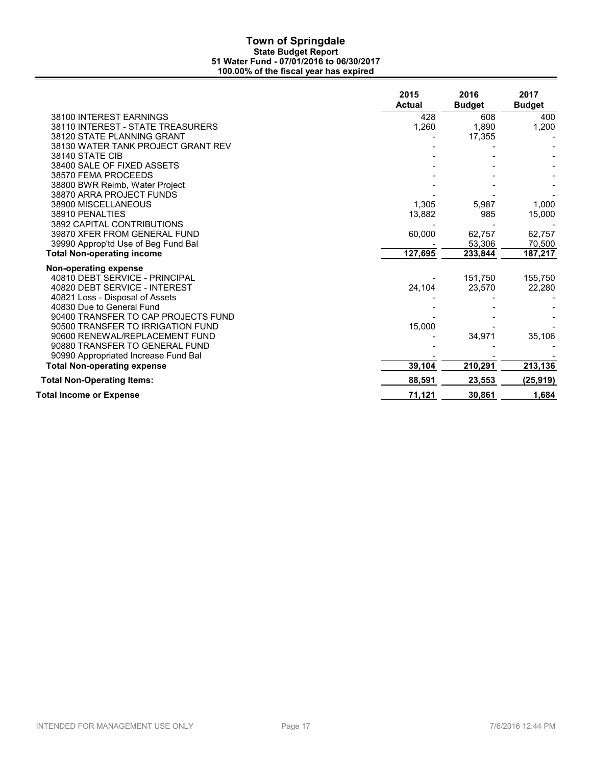# Town of Springdale

**State Budget Report**
**51 Water Fund - 07/01/2016 to 06/30/2017**
**100.00% of the fiscal year has expired**

| | 2015 Actual | 2016 Budget | 2017 Budget |
|---|---|---|---|
| 38100 INTEREST EARNINGS | 428 | 608 | 400 |
| 38110 INTEREST - STATE TREASURERS | 1,260 | 1,890 | 1,200 |
| 38120 STATE PLANNING GRANT | - | 17,355 | - |
| 38130 WATER TANK PROJECT GRANT REV | - | - | - |
| 38140 STATE CIB | - | - | - |
| 38400 SALE OF FIXED ASSETS | - | - | - |
| 38570 FEMA PROCEEDS | - | - | - |
| 38800 BWR Reimb, Water Project | - | - | - |
| 38870 ARRA PROJECT FUNDS | - | - | - |
| 38900 MISCELLANEOUS | 1,305 | 5,987 | 1,000 |
| 38910 PENALTIES | 13,882 | 985 | 15,000 |
| 3892 CAPITAL CONTRIBUTIONS | - | - | - |
| 39870 XFER FROM GENERAL FUND | 60,000 | 62,757 | 62,757 |
| 39990 Approp'td Use of Beg Fund Bal | - | 53,306 | 70,500 |
| **Total Non-operating income** | **127,695** | **233,844** | **187,217** |
| **Non-operating expense** | | | |
| 40810 DEBT SERVICE - PRINCIPAL | - | 151,750 | 155,750 |
| 40820 DEBT SERVICE - INTEREST | 24,104 | 23,570 | 22,280 |
| 40821 Loss - Disposal of Assets | - | - | - |
| 40830 Due to General Fund | - | - | - |
| 90400 TRANSFER TO CAP PROJECTS FUND | - | - | - |
| 90500 TRANSFER TO IRRIGATION FUND | 15,000 | - | - |
| 90600 RENEWAL/REPLACEMENT FUND | - | 34,971 | 35,106 |
| 90880 TRANSFER TO GENERAL FUND | - | - | - |
| 90990 Appropriated Increase Fund Bal | - | - | - |
| **Total Non-operating expense** | **39,104** | **210,291** | **213,136** |
| **Total Non-Operating Items:** | **88,591** | **23,553** | **(25,919)** |
| **Total Income or Expense** | **71,121** | **30,861** | **1,684** |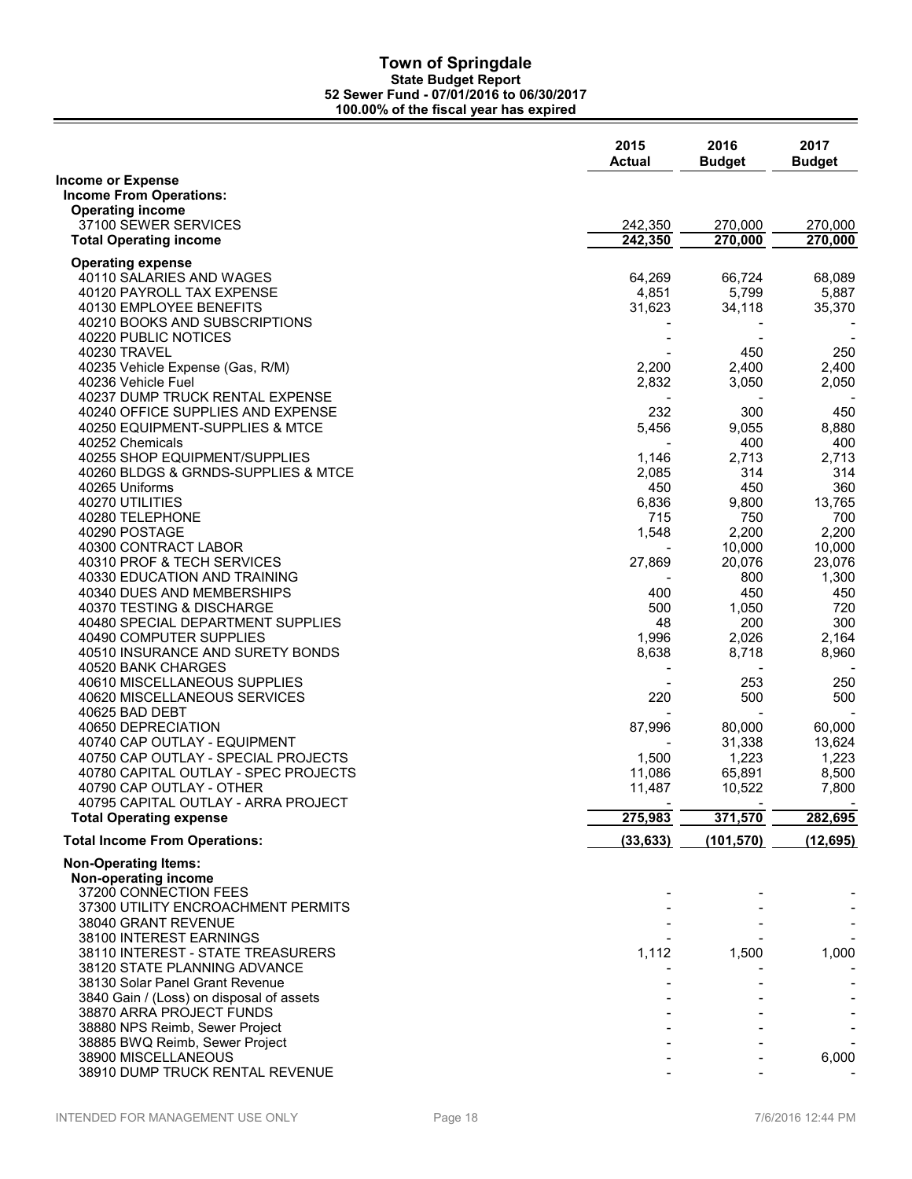# Town of Springdale

**State Budget Report**
**52 Sewer Fund - 07/01/2016 to 06/30/2017**
**100.00% of the fiscal year has expired**

| | 2015 Actual | 2016 Budget | 2017 Budget |
|---|---|---|---|
| **Income or Expense** | | | |
| **Income From Operations:** | | | |
| **Operating income** | | | |
| 37100 SEWER SERVICES | 242,350 | 270,000 | 270,000 |
| **Total Operating income** | **242,350** | **270,000** | **270,000** |
| **Operating expense** | | | |
| 40110 SALARIES AND WAGES | 64,269 | 66,724 | 68,089 |
| 40120 PAYROLL TAX EXPENSE | 4,851 | 5,799 | 5,887 |
| 40130 EMPLOYEE BENEFITS | 31,623 | 34,118 | 35,370 |
| 40210 BOOKS AND SUBSCRIPTIONS | - | - | - |
| 40220 PUBLIC NOTICES | - | - | - |
| 40230 TRAVEL | - | 450 | 250 |
| 40235 Vehicle Expense (Gas, R/M) | 2,200 | 2,400 | 2,400 |
| 40236 Vehicle Fuel | 2,832 | 3,050 | 2,050 |
| 40237 DUMP TRUCK RENTAL EXPENSE | - | - | - |
| 40240 OFFICE SUPPLIES AND EXPENSE | 232 | 300 | 450 |
| 40250 EQUIPMENT-SUPPLIES & MTCE | 5,456 | 9,055 | 8,880 |
| 40252 Chemicals | - | 400 | 400 |
| 40255 SHOP EQUIPMENT/SUPPLIES | 1,146 | 2,713 | 2,713 |
| 40260 BLDGS & GRNDS-SUPPLIES & MTCE | 2,085 | 314 | 314 |
| 40265 Uniforms | 450 | 450 | 360 |
| 40270 UTILITIES | 6,836 | 9,800 | 13,765 |
| 40280 TELEPHONE | 715 | 750 | 700 |
| 40290 POSTAGE | 1,548 | 2,200 | 2,200 |
| 40300 CONTRACT LABOR | - | 10,000 | 10,000 |
| 40310 PROF & TECH SERVICES | 27,869 | 20,076 | 23,076 |
| 40330 EDUCATION AND TRAINING | - | 800 | 1,300 |
| 40340 DUES AND MEMBERSHIPS | 400 | 450 | 450 |
| 40370 TESTING & DISCHARGE | 500 | 1,050 | 720 |
| 40480 SPECIAL DEPARTMENT SUPPLIES | 48 | 200 | 300 |
| 40490 COMPUTER SUPPLIES | 1,996 | 2,026 | 2,164 |
| 40510 INSURANCE AND SURETY BONDS | 8,638 | 8,718 | 8,960 |
| 40520 BANK CHARGES | - | - | - |
| 40610 MISCELLANEOUS SUPPLIES | - | 253 | 250 |
| 40620 MISCELLANEOUS SERVICES | 220 | 500 | 500 |
| 40625 BAD DEBT | - | - | - |
| 40650 DEPRECIATION | 87,996 | 80,000 | 60,000 |
| 40740 CAP OUTLAY - EQUIPMENT | - | 31,338 | 13,624 |
| 40750 CAP OUTLAY - SPECIAL PROJECTS | 1,500 | 1,223 | 1,223 |
| 40780 CAPITAL OUTLAY - SPEC PROJECTS | 11,086 | 65,891 | 8,500 |
| 40790 CAP OUTLAY - OTHER | 11,487 | 10,522 | 7,800 |
| 40795 CAPITAL OUTLAY - ARRA PROJECT | - | - | - |
| **Total Operating expense** | **275,983** | **371,570** | **282,695** |
| **Total Income From Operations:** | **(33,633)** | **(101,570)** | **(12,695)** |
| **Non-Operating Items:** | | | |
| **Non-operating income** | | | |
| 37200 CONNECTION FEES | - | - | - |
| 37300 UTILITY ENCROACHMENT PERMITS | - | - | - |
| 38040 GRANT REVENUE | - | - | - |
| 38100 INTEREST EARNINGS | - | - | - |
| 38110 INTEREST - STATE TREASURERS | 1,112 | 1,500 | 1,000 |
| 38120 STATE PLANNING ADVANCE | - | - | - |
| 38130 Solar Panel Grant Revenue | - | - | - |
| 3840 Gain / (Loss) on disposal of assets | - | - | - |
| 38870 ARRA PROJECT FUNDS | - | - | - |
| 38880 NPS Reimb, Sewer Project | - | - | - |
| 38885 BWQ Reimb, Sewer Project | - | - | - |
| 38900 MISCELLANEOUS | - | - | 6,000 |
| 38910 DUMP TRUCK RENTAL REVENUE | - | - | - |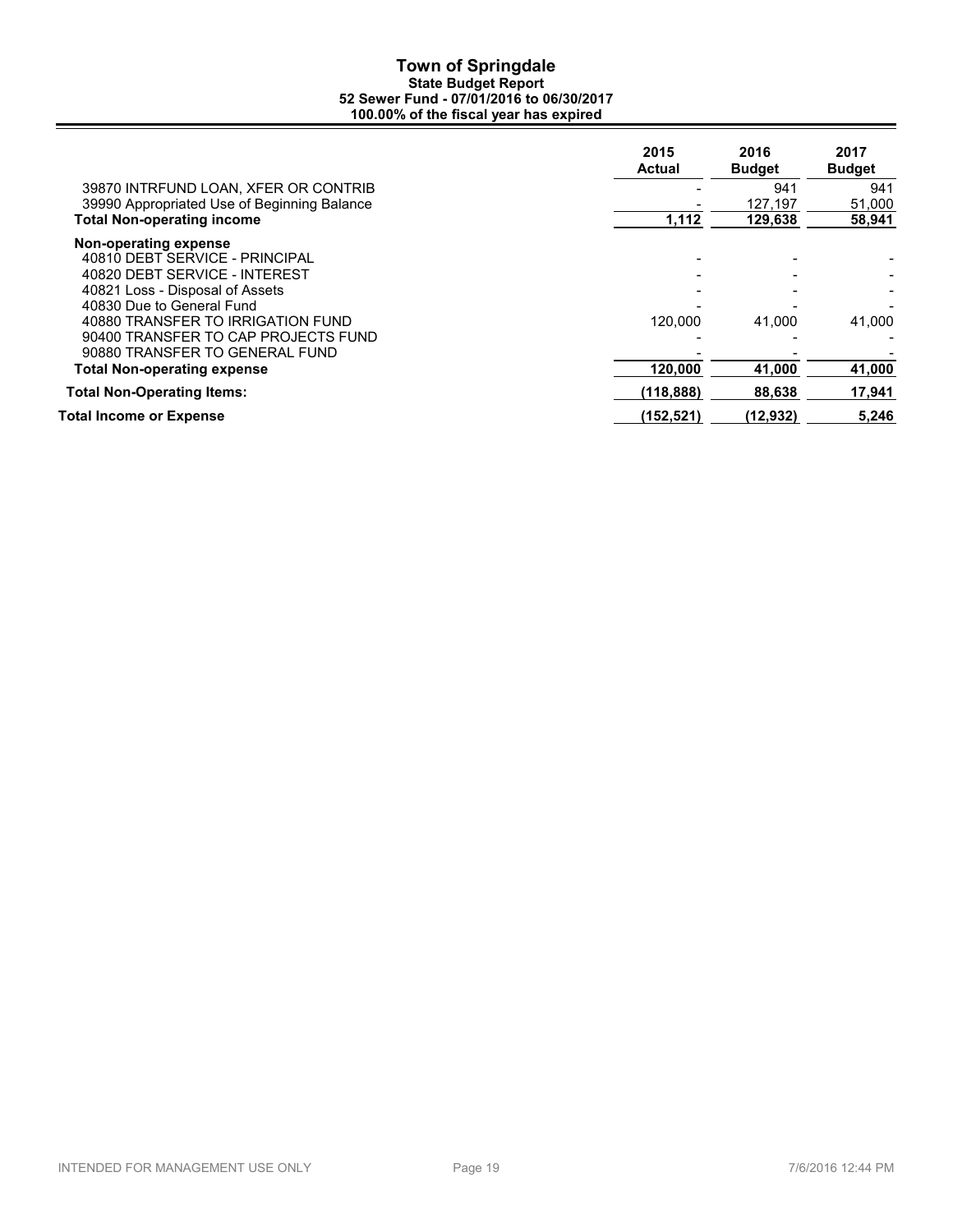# Town of Springdale

### State Budget Report

### 52 Sewer Fund - 07/01/2016 to 06/30/2017

### 100.00% of the fiscal year has expired

| | 2015 Actual | 2016 Budget | 2017 Budget |
|---|---|---|---|
| 39870 INTRFUND LOAN, XFER OR CONTRIB | - | 941 | 941 |
| 39990 Appropriated Use of Beginning Balance | - | 127,197 | 51,000 |
| **Total Non-operating income** | **1,112** | **129,638** | **58,941** |
| **Non-operating expense** | | | |
| 40810 DEBT SERVICE - PRINCIPAL | - | - | - |
| 40820 DEBT SERVICE - INTEREST | - | - | - |
| 40821 Loss - Disposal of Assets | - | - | - |
| 40830 Due to General Fund | - | - | - |
| 40880 TRANSFER TO IRRIGATION FUND | 120,000 | 41,000 | 41,000 |
| 90400 TRANSFER TO CAP PROJECTS FUND | - | - | - |
| 90880 TRANSFER TO GENERAL FUND | - | - | - |
| **Total Non-operating expense** | **120,000** | **41,000** | **41,000** |
| **Total Non-Operating Items:** | **(118,888)** | **88,638** | **17,941** |
| **Total Income or Expense** | **(152,521)** | **(12,932)** | **5,246** |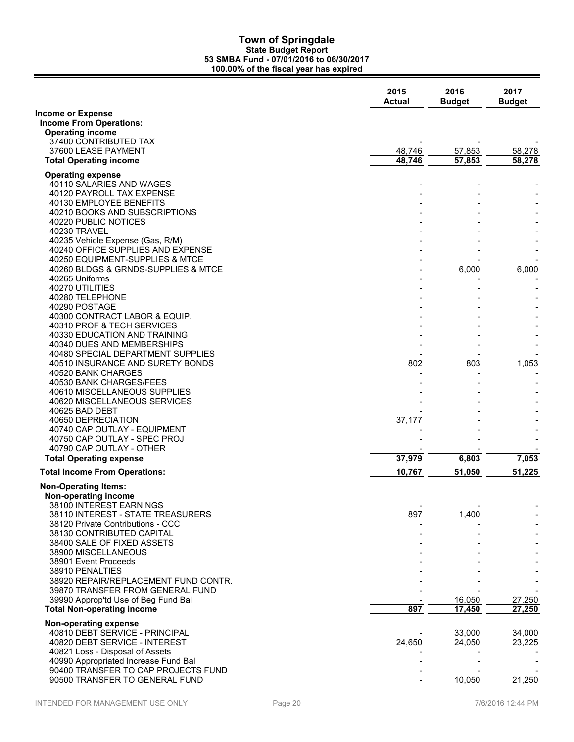# Town of Springdale

**State Budget Report**
**53 SMBA Fund - 07/01/2016 to 06/30/2017**
**100.00% of the fiscal year has expired**

| | 2015 Actual | 2016 Budget | 2017 Budget |
|---|---|---|---|
| **Income or Expense** | | | |
| **Income From Operations:** | | | |
| **Operating income** | | | |
| 37400 CONTRIBUTED TAX | - | - | - |
| 37600 LEASE PAYMENT | 48,746 | 57,853 | 58,278 |
| **Total Operating income** | **48,746** | **57,853** | **58,278** |
| **Operating expense** | | | |
| 40110 SALARIES AND WAGES | - | - | - |
| 40120 PAYROLL TAX EXPENSE | - | - | - |
| 40130 EMPLOYEE BENEFITS | - | - | - |
| 40210 BOOKS AND SUBSCRIPTIONS | - | - | - |
| 40220 PUBLIC NOTICES | - | - | - |
| 40230 TRAVEL | - | - | - |
| 40235 Vehicle Expense (Gas, R/M) | - | - | - |
| 40240 OFFICE SUPPLIES AND EXPENSE | - | - | - |
| 40250 EQUIPMENT-SUPPLIES & MTCE | - | - | - |
| 40260 BLDGS & GRNDS-SUPPLIES & MTCE | - | 6,000 | 6,000 |
| 40265 Uniforms | - | - | - |
| 40270 UTILITIES | - | - | - |
| 40280 TELEPHONE | - | - | - |
| 40290 POSTAGE | - | - | - |
| 40300 CONTRACT LABOR & EQUIP. | - | - | - |
| 40310 PROF & TECH SERVICES | - | - | - |
| 40330 EDUCATION AND TRAINING | - | - | - |
| 40340 DUES AND MEMBERSHIPS | - | - | - |
| 40480 SPECIAL DEPARTMENT SUPPLIES | - | - | - |
| 40510 INSURANCE AND SURETY BONDS | 802 | 803 | 1,053 |
| 40520 BANK CHARGES | - | - | - |
| 40530 BANK CHARGES/FEES | - | - | - |
| 40610 MISCELLANEOUS SUPPLIES | - | - | - |
| 40620 MISCELLANEOUS SERVICES | - | - | - |
| 40625 BAD DEBT | - | - | - |
| 40650 DEPRECIATION | 37,177 | - | - |
| 40740 CAP OUTLAY - EQUIPMENT | - | - | - |
| 40750 CAP OUTLAY - SPEC PROJ | - | - | - |
| 40790 CAP OUTLAY - OTHER | - | - | - |
| **Total Operating expense** | **37,979** | **6,803** | **7,053** |
| **Total Income From Operations:** | **10,767** | **51,050** | **51,225** |
| **Non-Operating Items:** | | | |
| **Non-operating income** | | | |
| 38100 INTEREST EARNINGS | - | - | - |
| 38110 INTEREST - STATE TREASURERS | 897 | 1,400 | - |
| 38120 Private Contributions - CCC | - | - | - |
| 38130 CONTRIBUTED CAPITAL | - | - | - |
| 38400 SALE OF FIXED ASSETS | - | - | - |
| 38900 MISCELLANEOUS | - | - | - |
| 38901 Event Proceeds | - | - | - |
| 38910 PENALTIES | - | - | - |
| 38920 REPAIR/REPLACEMENT FUND CONTR. | - | - | - |
| 39870 TRANSFER FROM GENERAL FUND | - | - | - |
| 39990 Approp'td Use of Beg Fund Bal | - | 16,050 | 27,250 |
| **Total Non-operating income** | **897** | **17,450** | **27,250** |
| **Non-operating expense** | | | |
| 40810 DEBT SERVICE - PRINCIPAL | - | 33,000 | 34,000 |
| 40820 DEBT SERVICE - INTEREST | 24,650 | 24,050 | 23,225 |
| 40821 Loss - Disposal of Assets | - | - | - |
| 40990 Appropriated Increase Fund Bal | - | - | - |
| 90400 TRANSFER TO CAP PROJECTS FUND | - | - | - |
| 90500 TRANSFER TO GENERAL FUND | - | 10,050 | 21,250 |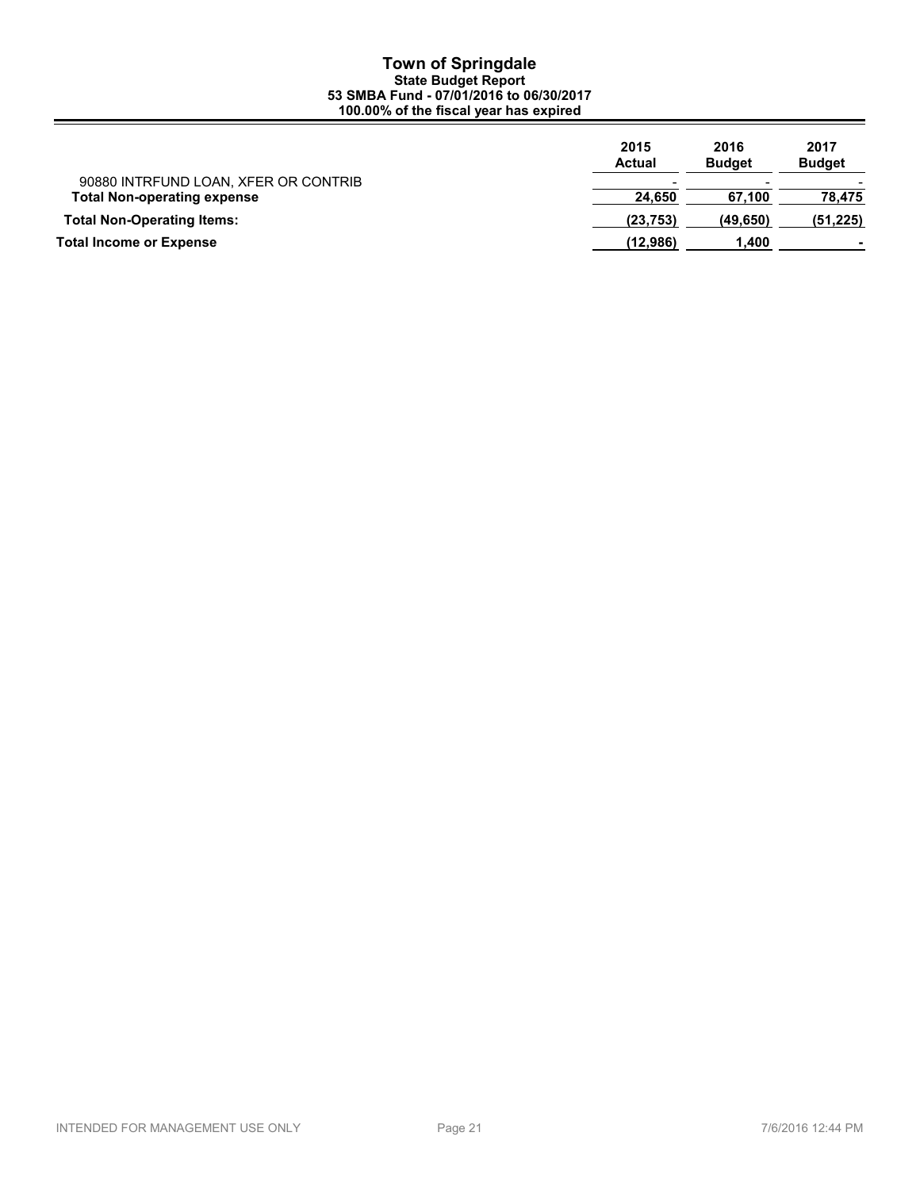# Town of Springdale

### State Budget Report

### 53 SMBA Fund - 07/01/2016 to 06/30/2017

### 100.00% of the fiscal year has expired

| | 2015 Actual | 2016 Budget | 2017 Budget |
|---|---|---|---|
| 90880 INTRFUND LOAN, XFER OR CONTRIB | - | - | - |
| **Total Non-operating expense** | **24,650** | **67,100** | **78,475** |
| **Total Non-Operating Items:** | **(23,753)** | **(49,650)** | **(51,225)** |
| **Total Income or Expense** | **(12,986)** | **1,400** | **-** |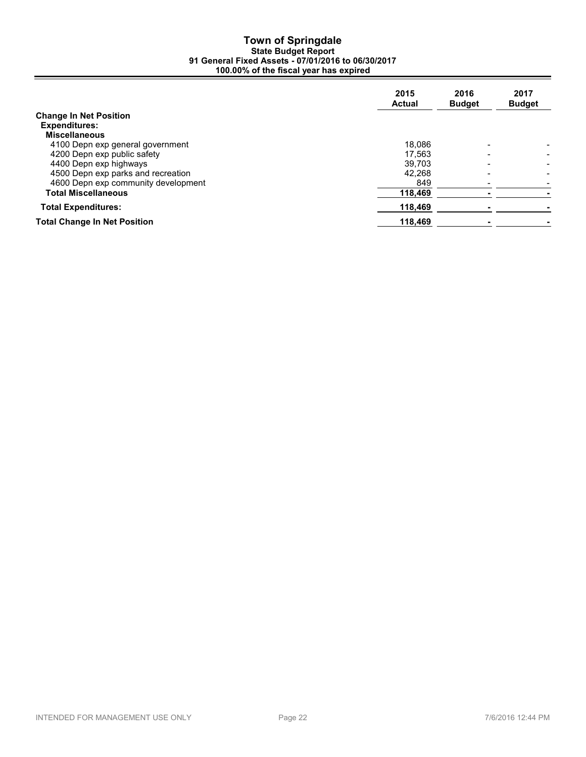# Town of Springdale

## State Budget Report

### 91 General Fixed Assets - 07/01/2016 to 06/30/2017

**100.00% of the fiscal year has expired**

| | 2015 Actual | 2016 Budget | 2017 Budget |
|---|---|---|---|
| **Change In Net Position** | | | |
| **Expenditures:** | | | |
| **Miscellaneous** | | | |
| 4100 Depn exp general government | 18,086 | - | - |
| 4200 Depn exp public safety | 17,563 | - | - |
| 4400 Depn exp highways | 39,703 | - | - |
| 4500 Depn exp parks and recreation | 42,268 | - | - |
| 4600 Depn exp community development | 849 | - | - |
| **Total Miscellaneous** | **118,469** | **-** | **-** |
| **Total Expenditures:** | **118,469** | **-** | **-** |
| **Total Change In Net Position** | **118,469** | **-** | **-** |

INTENDED FOR MANAGEMENT USE ONLY 7/6/2016 12:44 PM